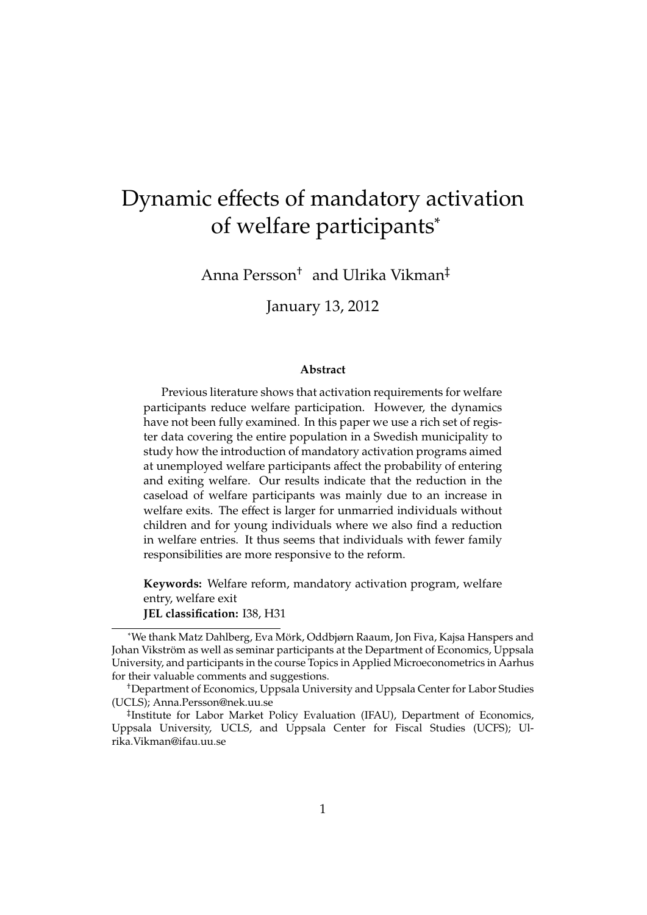# Dynamic effects of mandatory activation of welfare participants[*]

Anna Persson[†] and Ulrika Vikman[‡]

January 13, 2012

**Abstract**

Previous literature shows that activation requirements for welfare participants reduce welfare participation. However, the dynamics have not been fully examined. In this paper we use a rich set of register data covering the entire population in a Swedish municipality to study how the introduction of mandatory activation programs aimed at unemployed welfare participants affect the probability of entering and exiting welfare. Our results indicate that the reduction in the caseload of welfare participants was mainly due to an increase in welfare exits. The effect is larger for unmarried individuals without children and for young individuals where we also find a reduction in welfare entries. It thus seems that individuals with fewer family responsibilities are more responsive to the reform.

**Keywords:** Welfare reform, mandatory activation program, welfare entry, welfare exit

**JEL classification:** I38, H31

---

[*] We thank Matz Dahlberg, Eva Mörk, Oddbjørn Raaum, Jon Fiva, Kajsa Hanspers and Johan Vikström as well as seminar participants at the Department of Economics, Uppsala University, and participants in the course Topics in Applied Microeconometrics in Aarhus for their valuable comments and suggestions.

[†] Department of Economics, Uppsala University and Uppsala Center for Labor Studies (UCLS); Anna.Persson@nek.uu.se

[‡] Institute for Labor Market Policy Evaluation (IFAU), Department of Economics, Uppsala University, UCLS, and Uppsala Center for Fiscal Studies (UCFS); Ulrika.Vikman@ifau.uu.se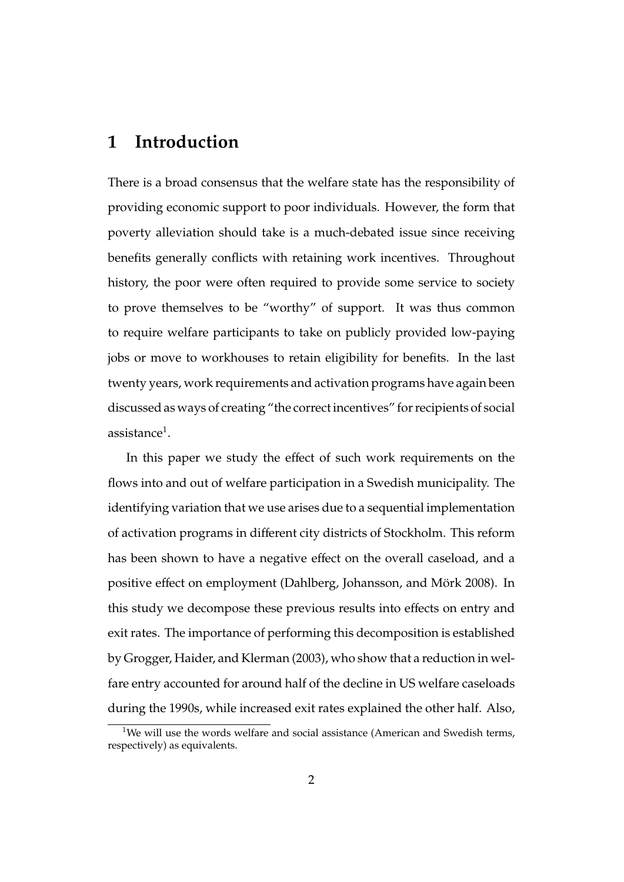# 1 Introduction

There is a broad consensus that the welfare state has the responsibility of providing economic support to poor individuals. However, the form that poverty alleviation should take is a much-debated issue since receiving benefits generally conflicts with retaining work incentives. Throughout history, the poor were often required to provide some service to society to prove themselves to be "worthy" of support. It was thus common to require welfare participants to take on publicly provided low-paying jobs or move to workhouses to retain eligibility for benefits. In the last twenty years, work requirements and activation programs have again been discussed as ways of creating "the correct incentives" for recipients of social assistance[1].

In this paper we study the effect of such work requirements on the flows into and out of welfare participation in a Swedish municipality. The identifying variation that we use arises due to a sequential implementation of activation programs in different city districts of Stockholm. This reform has been shown to have a negative effect on the overall caseload, and a positive effect on employment (Dahlberg, Johansson, and Mörk 2008). In this study we decompose these previous results into effects on entry and exit rates. The importance of performing this decomposition is established by Grogger, Haider, and Klerman (2003), who show that a reduction in welfare entry accounted for around half of the decline in US welfare caseloads during the 1990s, while increased exit rates explained the other half. Also,

[1] We will use the words welfare and social assistance (American and Swedish terms, respectively) as equivalents.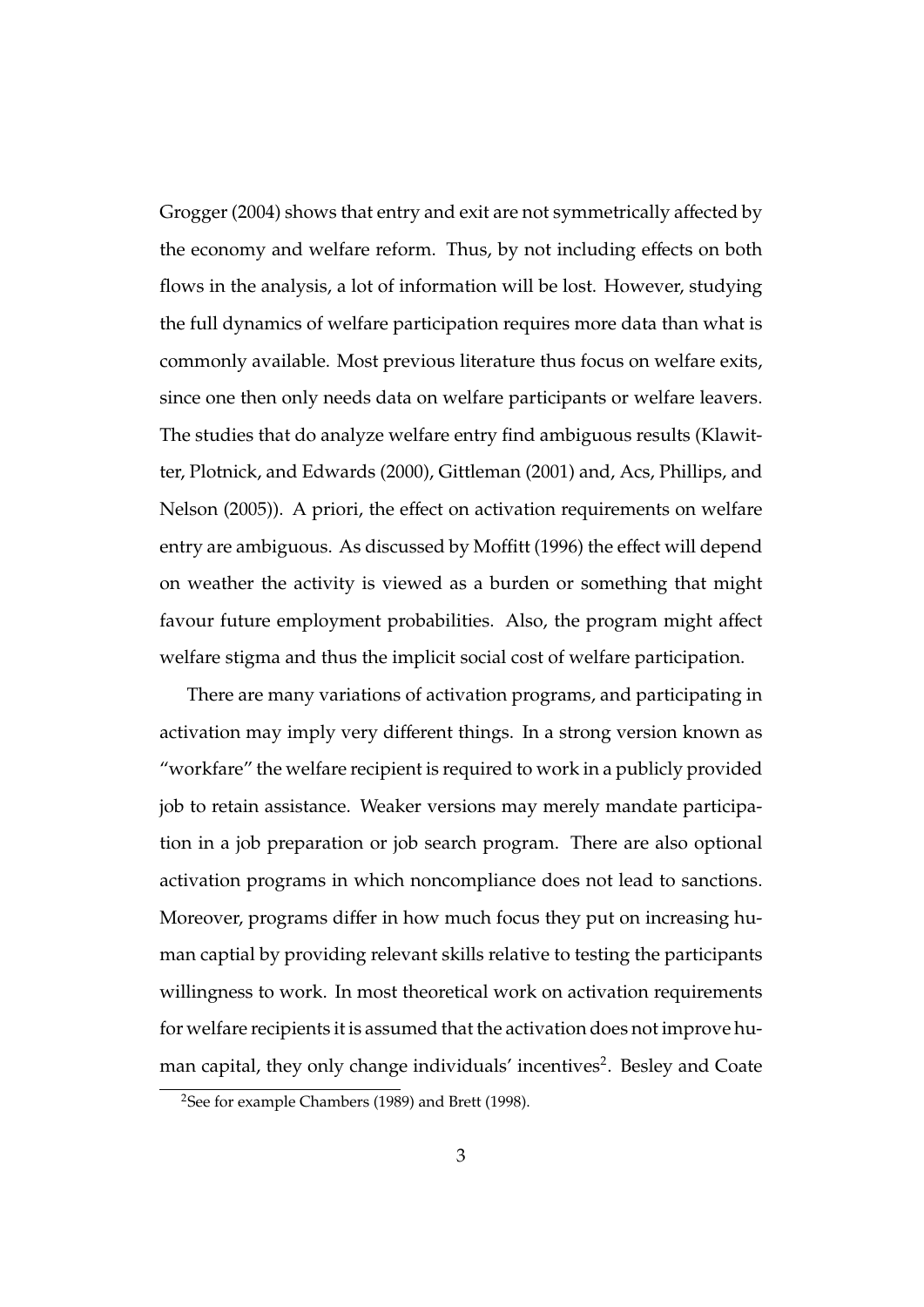Grogger (2004) shows that entry and exit are not symmetrically affected by the economy and welfare reform. Thus, by not including effects on both flows in the analysis, a lot of information will be lost. However, studying the full dynamics of welfare participation requires more data than what is commonly available. Most previous literature thus focus on welfare exits, since one then only needs data on welfare participants or welfare leavers. The studies that do analyze welfare entry find ambiguous results (Klawitter, Plotnick, and Edwards (2000), Gittleman (2001) and, Acs, Phillips, and Nelson (2005)). A priori, the effect on activation requirements on welfare entry are ambiguous. As discussed by Moffitt (1996) the effect will depend on weather the activity is viewed as a burden or something that might favour future employment probabilities. Also, the program might affect welfare stigma and thus the implicit social cost of welfare participation.

There are many variations of activation programs, and participating in activation may imply very different things. In a strong version known as "workfare" the welfare recipient is required to work in a publicly provided job to retain assistance. Weaker versions may merely mandate participation in a job preparation or job search program. There are also optional activation programs in which noncompliance does not lead to sanctions. Moreover, programs differ in how much focus they put on increasing human captial by providing relevant skills relative to testing the participants willingness to work. In most theoretical work on activation requirements for welfare recipients it is assumed that the activation does not improve human capital, they only change individuals' incentives[2]. Besley and Coate

[2]See for example Chambers (1989) and Brett (1998).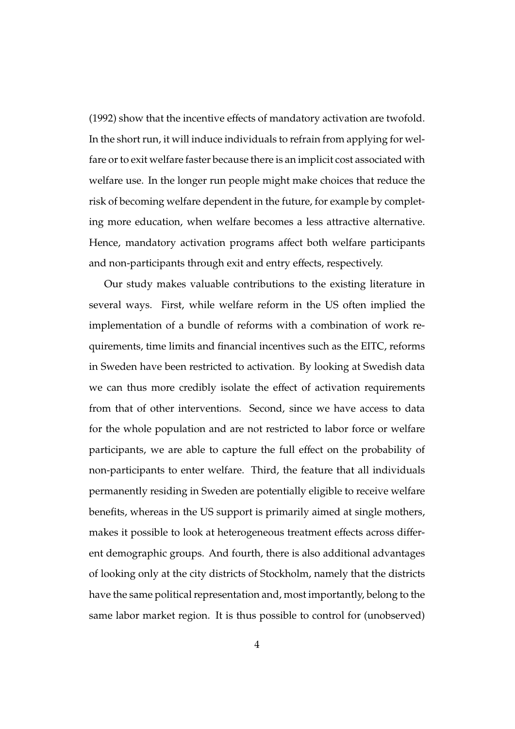(1992) show that the incentive effects of mandatory activation are twofold. In the short run, it will induce individuals to refrain from applying for welfare or to exit welfare faster because there is an implicit cost associated with welfare use. In the longer run people might make choices that reduce the risk of becoming welfare dependent in the future, for example by completing more education, when welfare becomes a less attractive alternative. Hence, mandatory activation programs affect both welfare participants and non-participants through exit and entry effects, respectively.

Our study makes valuable contributions to the existing literature in several ways. First, while welfare reform in the US often implied the implementation of a bundle of reforms with a combination of work requirements, time limits and financial incentives such as the EITC, reforms in Sweden have been restricted to activation. By looking at Swedish data we can thus more credibly isolate the effect of activation requirements from that of other interventions. Second, since we have access to data for the whole population and are not restricted to labor force or welfare participants, we are able to capture the full effect on the probability of non-participants to enter welfare. Third, the feature that all individuals permanently residing in Sweden are potentially eligible to receive welfare benefits, whereas in the US support is primarily aimed at single mothers, makes it possible to look at heterogeneous treatment effects across different demographic groups. And fourth, there is also additional advantages of looking only at the city districts of Stockholm, namely that the districts have the same political representation and, most importantly, belong to the same labor market region. It is thus possible to control for (unobserved)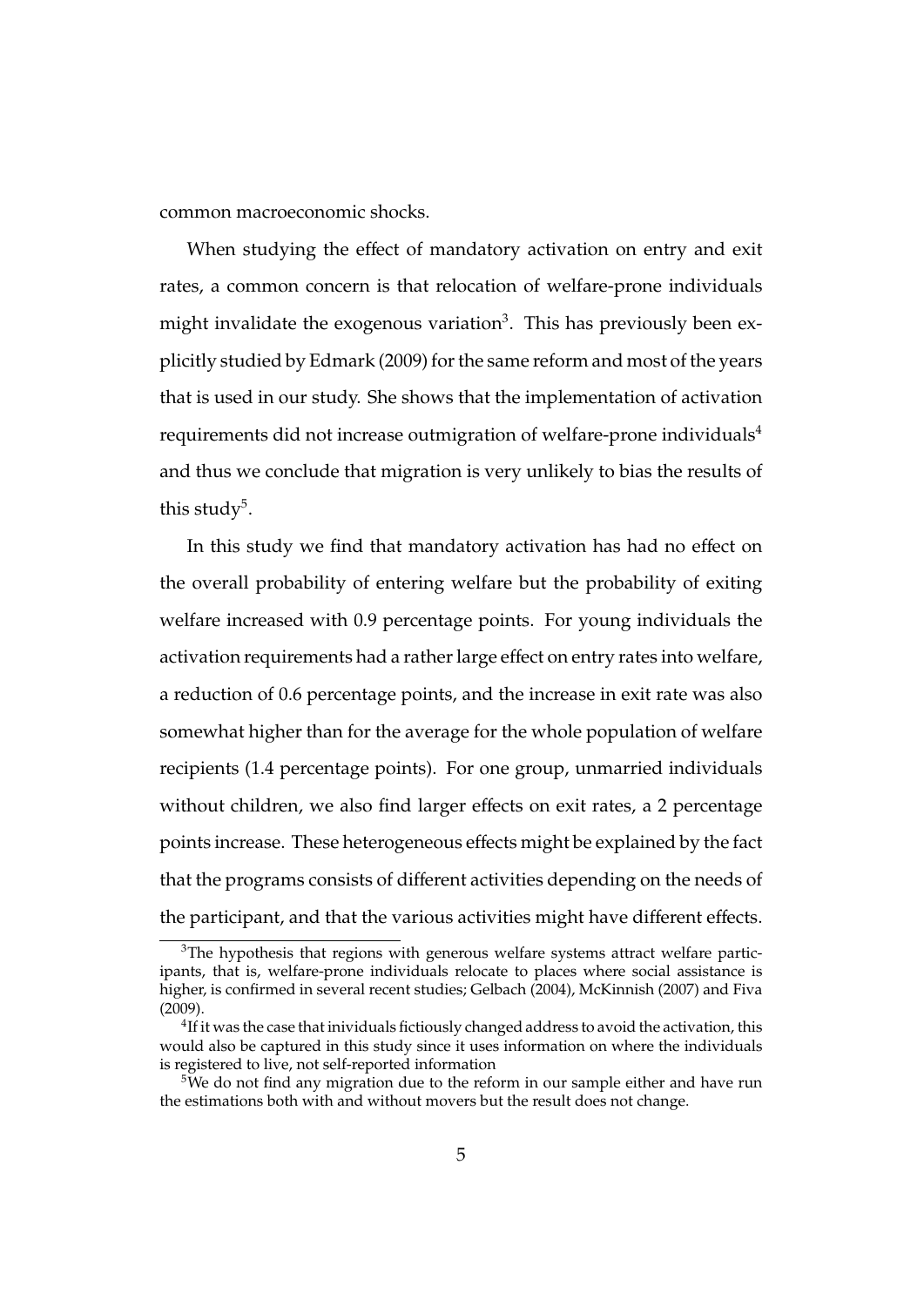common macroeconomic shocks.

When studying the effect of mandatory activation on entry and exit rates, a common concern is that relocation of welfare-prone individuals might invalidate the exogenous variation[3]. This has previously been explicitly studied by Edmark (2009) for the same reform and most of the years that is used in our study. She shows that the implementation of activation requirements did not increase outmigration of welfare-prone individuals[4] and thus we conclude that migration is very unlikely to bias the results of this study[5].

In this study we find that mandatory activation has had no effect on the overall probability of entering welfare but the probability of exiting welfare increased with 0.9 percentage points. For young individuals the activation requirements had a rather large effect on entry rates into welfare, a reduction of 0.6 percentage points, and the increase in exit rate was also somewhat higher than for the average for the whole population of welfare recipients (1.4 percentage points). For one group, unmarried individuals without children, we also find larger effects on exit rates, a 2 percentage points increase. These heterogeneous effects might be explained by the fact that the programs consists of different activities depending on the needs of the participant, and that the various activities might have different effects.

[3]The hypothesis that regions with generous welfare systems attract welfare participants, that is, welfare-prone individuals relocate to places where social assistance is higher, is confirmed in several recent studies; Gelbach (2004), McKinnish (2007) and Fiva (2009).

[4]If it was the case that inividuals fictiously changed address to avoid the activation, this would also be captured in this study since it uses information on where the individuals is registered to live, not self-reported information

[5]We do not find any migration due to the reform in our sample either and have run the estimations both with and without movers but the result does not change.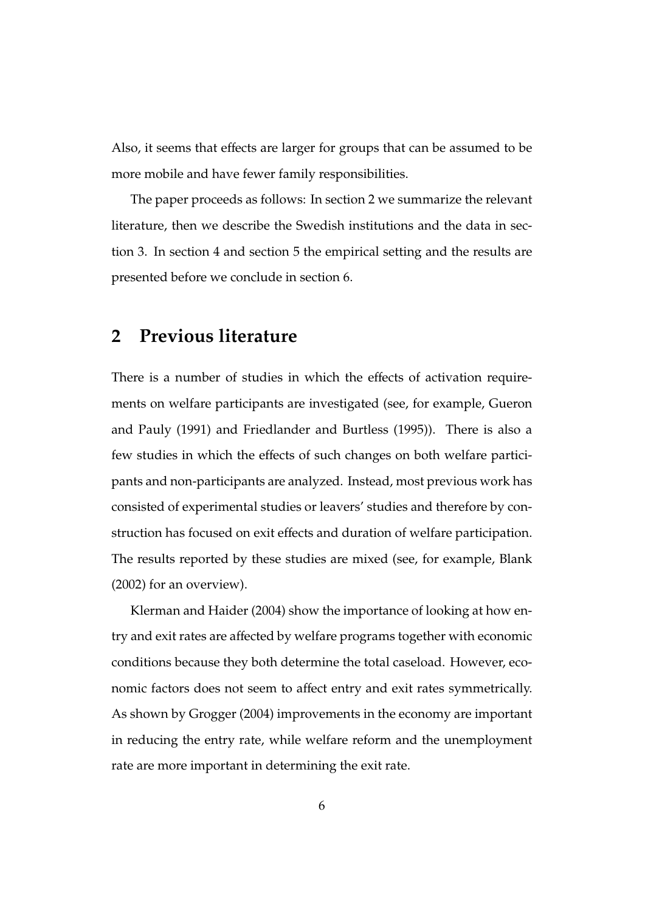Also, it seems that effects are larger for groups that can be assumed to be more mobile and have fewer family responsibilities.

The paper proceeds as follows: In section 2 we summarize the relevant literature, then we describe the Swedish institutions and the data in section 3. In section 4 and section 5 the empirical setting and the results are presented before we conclude in section 6.

## 2 Previous literature

There is a number of studies in which the effects of activation requirements on welfare participants are investigated (see, for example, Gueron and Pauly (1991) and Friedlander and Burtless (1995)). There is also a few studies in which the effects of such changes on both welfare participants and non-participants are analyzed. Instead, most previous work has consisted of experimental studies or leavers' studies and therefore by construction has focused on exit effects and duration of welfare participation. The results reported by these studies are mixed (see, for example, Blank (2002) for an overview).

Klerman and Haider (2004) show the importance of looking at how entry and exit rates are affected by welfare programs together with economic conditions because they both determine the total caseload. However, economic factors does not seem to affect entry and exit rates symmetrically. As shown by Grogger (2004) improvements in the economy are important in reducing the entry rate, while welfare reform and the unemployment rate are more important in determining the exit rate.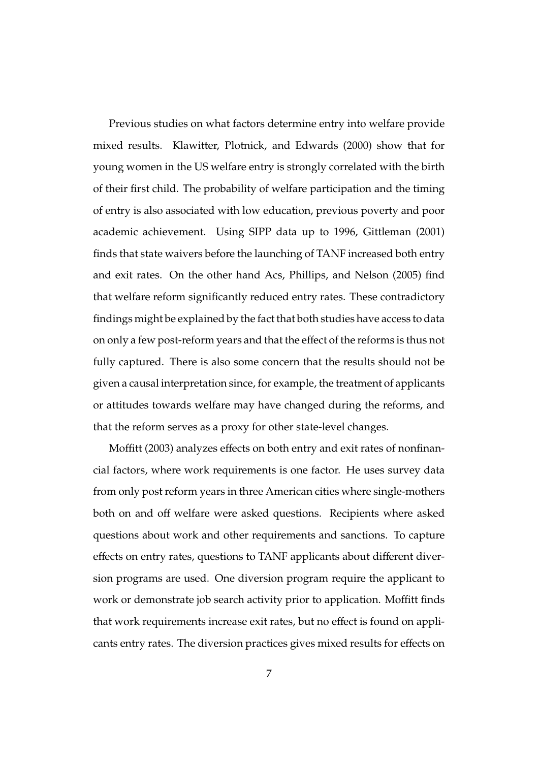Previous studies on what factors determine entry into welfare provide mixed results. Klawitter, Plotnick, and Edwards (2000) show that for young women in the US welfare entry is strongly correlated with the birth of their first child. The probability of welfare participation and the timing of entry is also associated with low education, previous poverty and poor academic achievement. Using SIPP data up to 1996, Gittleman (2001) finds that state waivers before the launching of TANF increased both entry and exit rates. On the other hand Acs, Phillips, and Nelson (2005) find that welfare reform significantly reduced entry rates. These contradictory findings might be explained by the fact that both studies have access to data on only a few post-reform years and that the effect of the reforms is thus not fully captured. There is also some concern that the results should not be given a causal interpretation since, for example, the treatment of applicants or attitudes towards welfare may have changed during the reforms, and that the reform serves as a proxy for other state-level changes.

Moffitt (2003) analyzes effects on both entry and exit rates of nonfinancial factors, where work requirements is one factor. He uses survey data from only post reform years in three American cities where single-mothers both on and off welfare were asked questions. Recipients where asked questions about work and other requirements and sanctions. To capture effects on entry rates, questions to TANF applicants about different diversion programs are used. One diversion program require the applicant to work or demonstrate job search activity prior to application. Moffitt finds that work requirements increase exit rates, but no effect is found on applicants entry rates. The diversion practices gives mixed results for effects on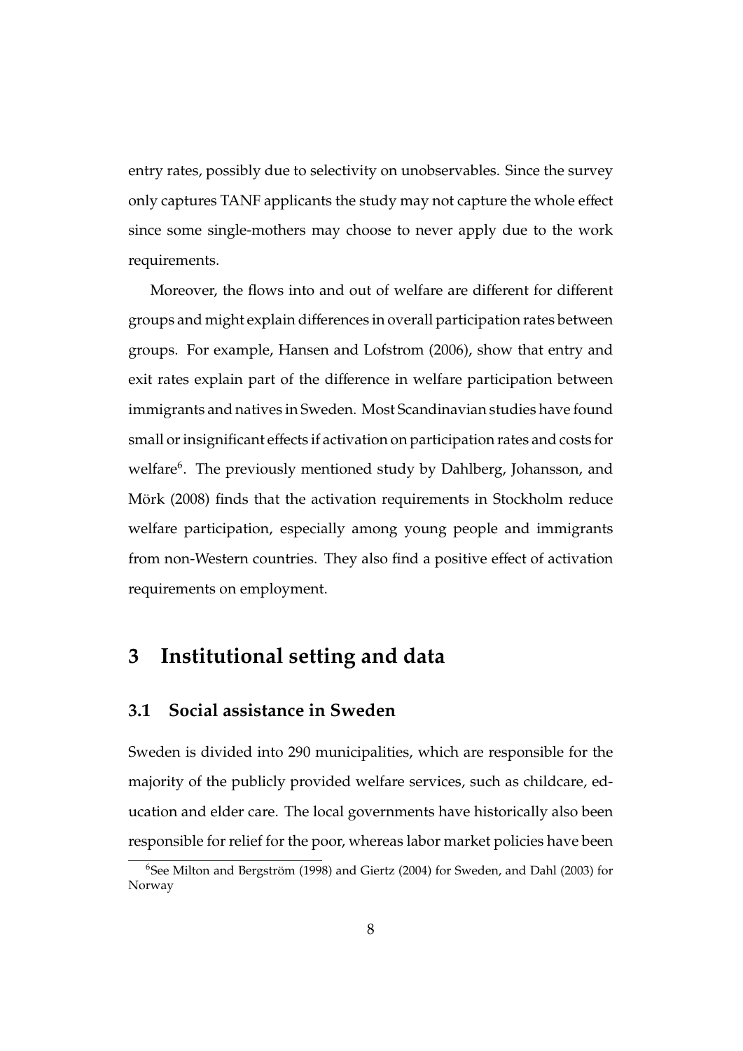entry rates, possibly due to selectivity on unobservables. Since the survey only captures TANF applicants the study may not capture the whole effect since some single-mothers may choose to never apply due to the work requirements.

Moreover, the flows into and out of welfare are different for different groups and might explain differences in overall participation rates between groups. For example, Hansen and Lofstrom (2006), show that entry and exit rates explain part of the difference in welfare participation between immigrants and natives in Sweden. Most Scandinavian studies have found small or insignificant effects if activation on participation rates and costs for welfare[6]. The previously mentioned study by Dahlberg, Johansson, and Mörk (2008) finds that the activation requirements in Stockholm reduce welfare participation, especially among young people and immigrants from non-Western countries. They also find a positive effect of activation requirements on employment.

# 3 Institutional setting and data

## 3.1 Social assistance in Sweden

Sweden is divided into 290 municipalities, which are responsible for the majority of the publicly provided welfare services, such as childcare, education and elder care. The local governments have historically also been responsible for relief for the poor, whereas labor market policies have been

[6] See Milton and Bergström (1998) and Giertz (2004) for Sweden, and Dahl (2003) for Norway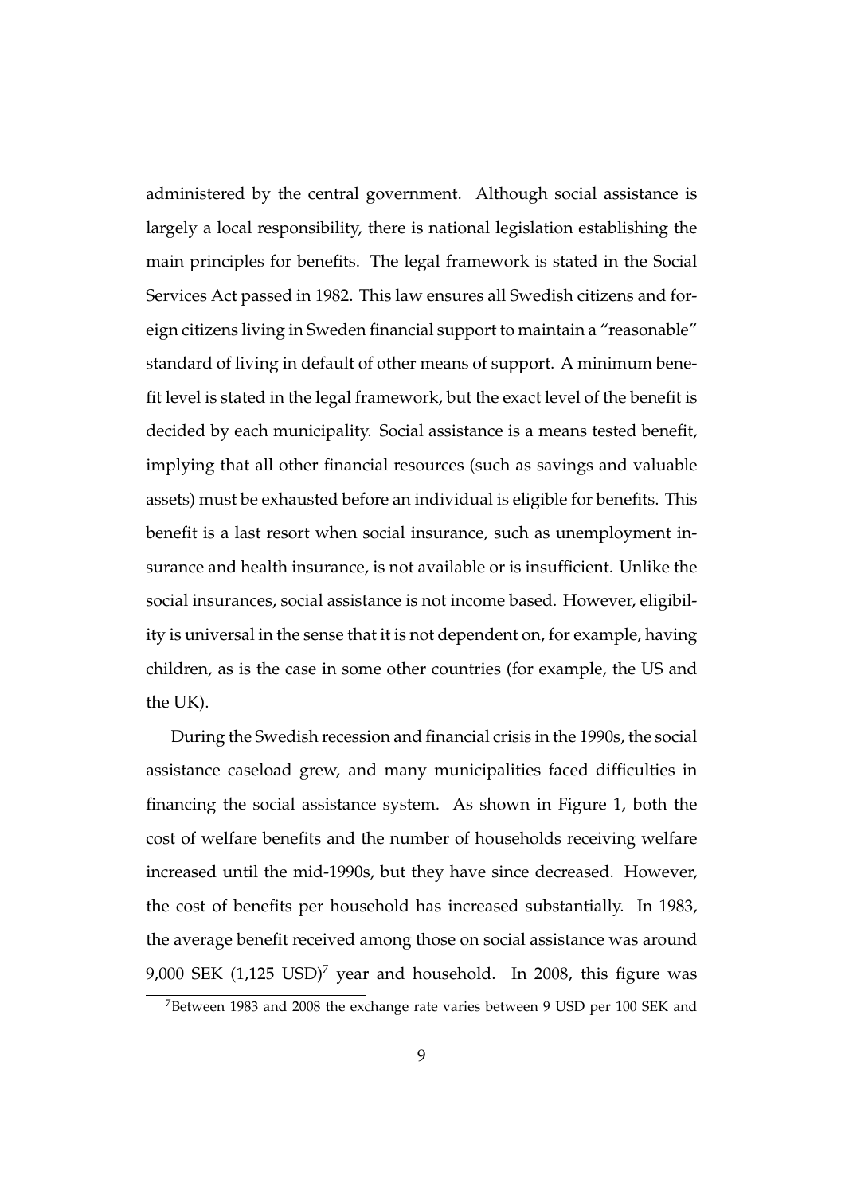administered by the central government. Although social assistance is largely a local responsibility, there is national legislation establishing the main principles for benefits. The legal framework is stated in the Social Services Act passed in 1982. This law ensures all Swedish citizens and foreign citizens living in Sweden financial support to maintain a "reasonable" standard of living in default of other means of support. A minimum benefit level is stated in the legal framework, but the exact level of the benefit is decided by each municipality. Social assistance is a means tested benefit, implying that all other financial resources (such as savings and valuable assets) must be exhausted before an individual is eligible for benefits. This benefit is a last resort when social insurance, such as unemployment insurance and health insurance, is not available or is insufficient. Unlike the social insurances, social assistance is not income based. However, eligibility is universal in the sense that it is not dependent on, for example, having children, as is the case in some other countries (for example, the US and the UK).

During the Swedish recession and financial crisis in the 1990s, the social assistance caseload grew, and many municipalities faced difficulties in financing the social assistance system. As shown in Figure 1, both the cost of welfare benefits and the number of households receiving welfare increased until the mid-1990s, but they have since decreased. However, the cost of benefits per household has increased substantially. In 1983, the average benefit received among those on social assistance was around 9,000 SEK (1,125 USD)[7] year and household. In 2008, this figure was

[7] Between 1983 and 2008 the exchange rate varies between 9 USD per 100 SEK and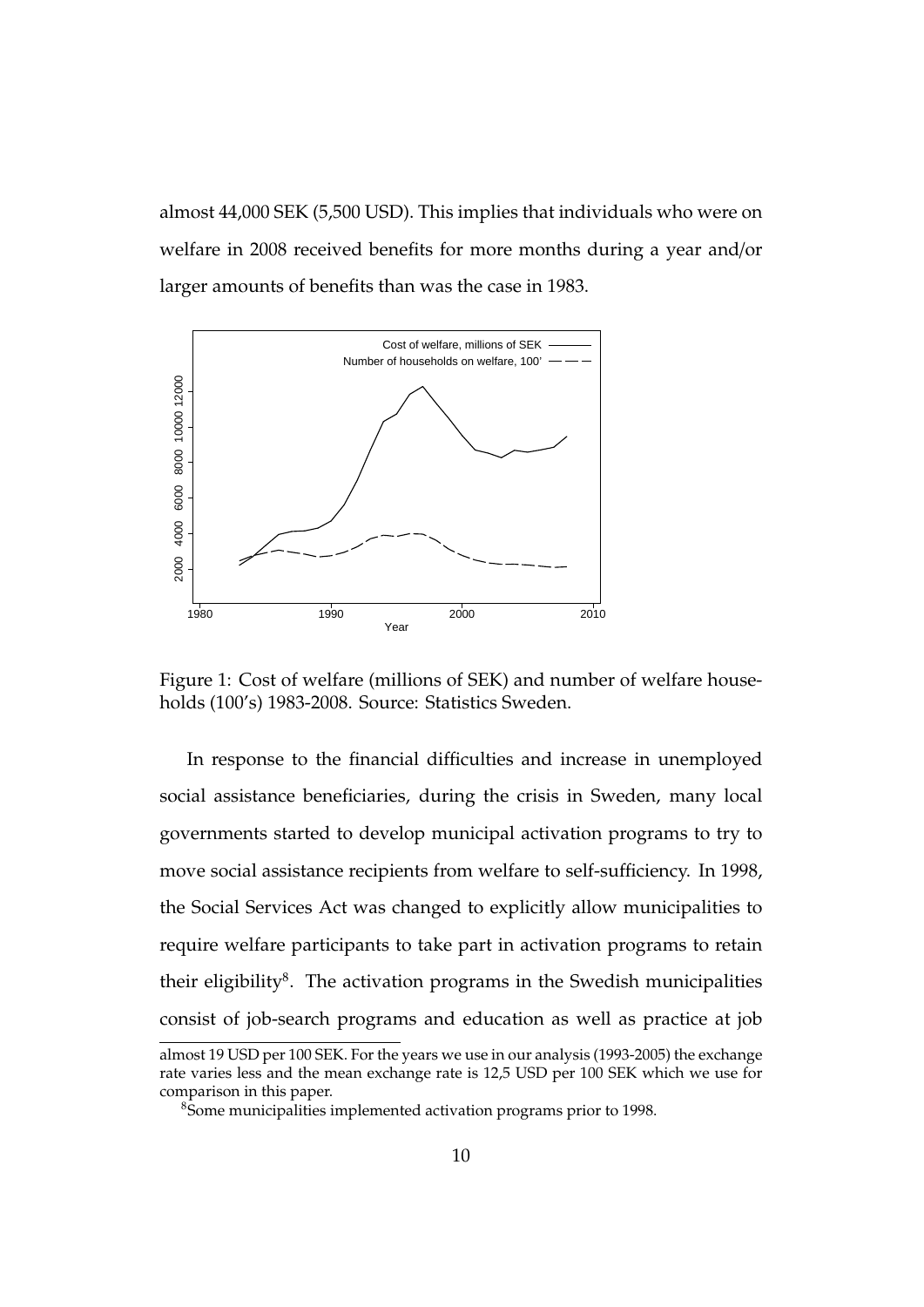almost 44,000 SEK (5,500 USD). This implies that individuals who were on welfare in 2008 received benefits for more months during a year and/or larger amounts of benefits than was the case in 1983.

Figure 1: Cost of welfare (millions of SEK) and number of welfare households (100's) 1983-2008. Source: Statistics Sweden.

In response to the financial difficulties and increase in unemployed social assistance beneficiaries, during the crisis in Sweden, many local governments started to develop municipal activation programs to try to move social assistance recipients from welfare to self-sufficiency. In 1998, the Social Services Act was changed to explicitly allow municipalities to require welfare participants to take part in activation programs to retain their eligibility[8]. The activation programs in the Swedish municipalities consist of job-search programs and education as well as practice at job

almost 19 USD per 100 SEK. For the years we use in our analysis (1993-2005) the exchange rate varies less and the mean exchange rate is 12,5 USD per 100 SEK which we use for comparison in this paper.

[8]Some municipalities implemented activation programs prior to 1998.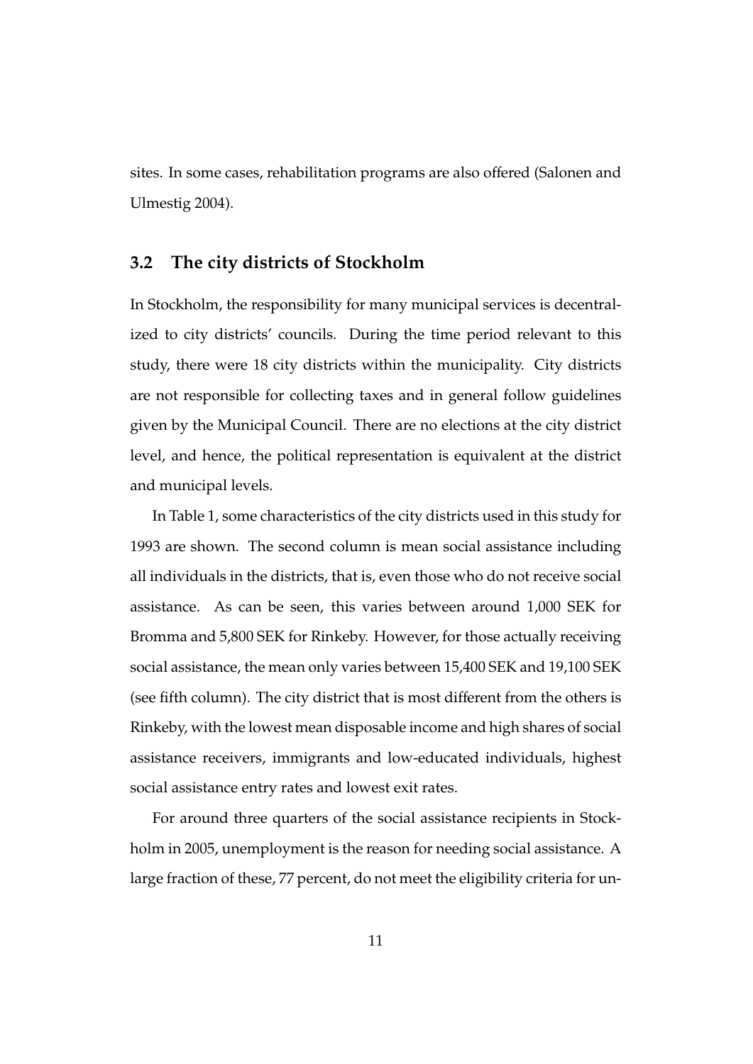sites. In some cases, rehabilitation programs are also offered (Salonen and Ulmestig 2004).

## 3.2 The city districts of Stockholm

In Stockholm, the responsibility for many municipal services is decentralized to city districts' councils. During the time period relevant to this study, there were 18 city districts within the municipality. City districts are not responsible for collecting taxes and in general follow guidelines given by the Municipal Council. There are no elections at the city district level, and hence, the political representation is equivalent at the district and municipal levels.

In Table 1, some characteristics of the city districts used in this study for 1993 are shown. The second column is mean social assistance including all individuals in the districts, that is, even those who do not receive social assistance. As can be seen, this varies between around 1,000 SEK for Bromma and 5,800 SEK for Rinkeby. However, for those actually receiving social assistance, the mean only varies between 15,400 SEK and 19,100 SEK (see fifth column). The city district that is most different from the others is Rinkeby, with the lowest mean disposable income and high shares of social assistance receivers, immigrants and low-educated individuals, highest social assistance entry rates and lowest exit rates.

For around three quarters of the social assistance recipients in Stockholm in 2005, unemployment is the reason for needing social assistance. A large fraction of these, 77 percent, do not meet the eligibility criteria for un-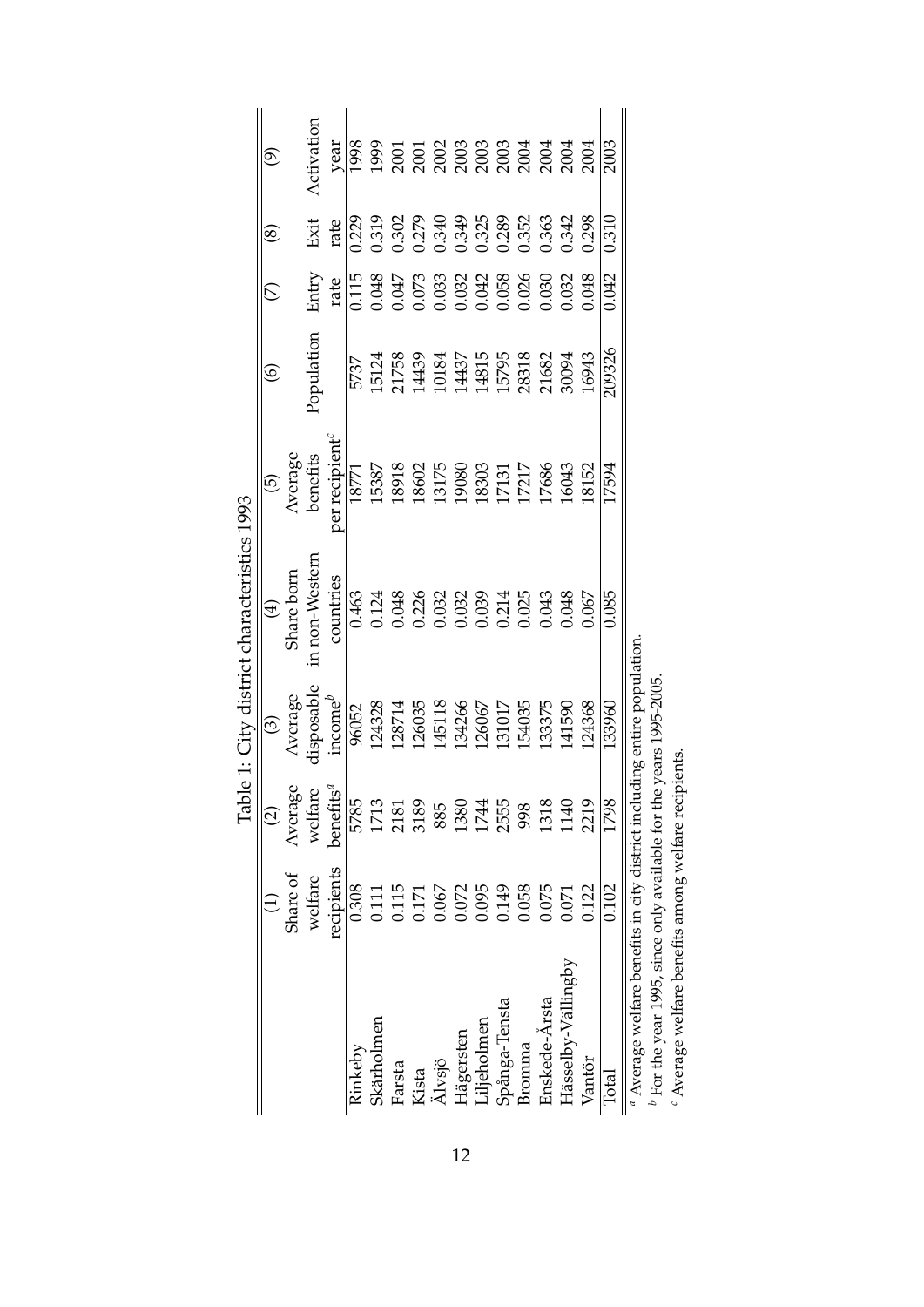Table 1: City district characteristics 1993

| | (1) | (2) | (3) | (4) | (5) | (6) | (7) | (8) | (9) |
|---|---|---|---|---|---|---|---|---|---|
| | Share of welfare recipients | Average welfare benefits[a] | Average disposable income[b] | Share born in non-Western countries | Average benefits per recipient[c] | Population | Entry rate | Exit rate | Activation year |
| Rinkeby | 0.308 | 5785 | 96052 | 0.463 | 18771 | 5737 | 0.115 | 0.229 | 1998 |
| Skärholmen | 0.111 | 1713 | 124328 | 0.124 | 15387 | 15124 | 0.048 | 0.319 | 1999 |
| Farsta | 0.115 | 2181 | 128714 | 0.048 | 18918 | 21758 | 0.047 | 0.302 | 2001 |
| Kista | 0.171 | 3189 | 126035 | 0.226 | 18602 | 14439 | 0.073 | 0.279 | 2001 |
| Älvsjö | 0.067 | 885 | 145118 | 0.032 | 13175 | 10184 | 0.033 | 0.340 | 2002 |
| Hägersten | 0.072 | 1380 | 134266 | 0.032 | 19080 | 14437 | 0.032 | 0.349 | 2003 |
| Liljeholmen | 0.095 | 1744 | 126067 | 0.039 | 18303 | 14815 | 0.042 | 0.325 | 2003 |
| Spånga-Tensta | 0.149 | 2555 | 131017 | 0.214 | 17131 | 15795 | 0.058 | 0.289 | 2003 |
| Bromma | 0.058 | 998 | 154035 | 0.025 | 17217 | 28318 | 0.026 | 0.352 | 2004 |
| Enskede-Årsta | 0.075 | 1318 | 133375 | 0.043 | 17686 | 21682 | 0.030 | 0.363 | 2004 |
| Hässelby-Vällingby | 0.071 | 1140 | 141590 | 0.048 | 16043 | 30094 | 0.032 | 0.342 | 2004 |
| Vantör | 0.122 | 2219 | 124368 | 0.067 | 18152 | 16943 | 0.048 | 0.298 | 2004 |
| Total | 0.102 | 1798 | 133960 | 0.085 | 17594 | 209326 | 0.042 | 0.310 | 2003 |

[a] Average welfare benefits in city district including entire population.
[b] For the year 1995, since only available for the years 1995-2005.
[c] Average welfare benefits among welfare recipients.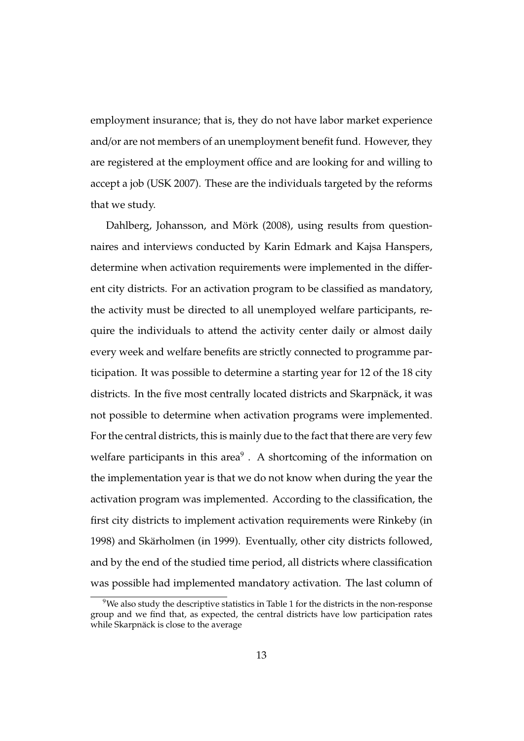employment insurance; that is, they do not have labor market experience and/or are not members of an unemployment benefit fund. However, they are registered at the employment office and are looking for and willing to accept a job (USK 2007). These are the individuals targeted by the reforms that we study.

Dahlberg, Johansson, and Mörk (2008), using results from questionnaires and interviews conducted by Karin Edmark and Kajsa Hanspers, determine when activation requirements were implemented in the different city districts. For an activation program to be classified as mandatory, the activity must be directed to all unemployed welfare participants, require the individuals to attend the activity center daily or almost daily every week and welfare benefits are strictly connected to programme participation. It was possible to determine a starting year for 12 of the 18 city districts. In the five most centrally located districts and Skarpnäck, it was not possible to determine when activation programs were implemented. For the central districts, this is mainly due to the fact that there are very few welfare participants in this area[9] . A shortcoming of the information on the implementation year is that we do not know when during the year the activation program was implemented. According to the classification, the first city districts to implement activation requirements were Rinkeby (in 1998) and Skärholmen (in 1999). Eventually, other city districts followed, and by the end of the studied time period, all districts where classification was possible had implemented mandatory activation. The last column of

[9]We also study the descriptive statistics in Table 1 for the districts in the non-response group and we find that, as expected, the central districts have low participation rates while Skarpnäck is close to the average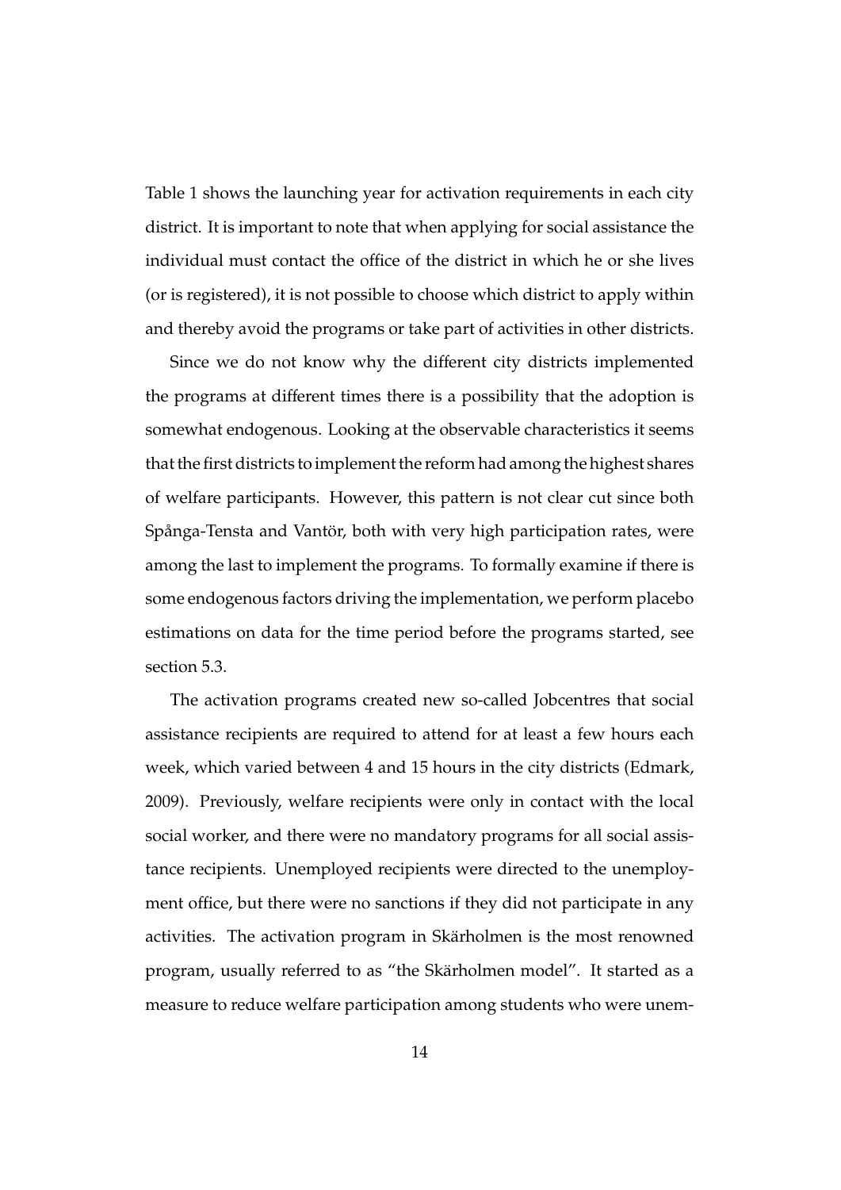Table 1 shows the launching year for activation requirements in each city district. It is important to note that when applying for social assistance the individual must contact the office of the district in which he or she lives (or is registered), it is not possible to choose which district to apply within and thereby avoid the programs or take part of activities in other districts.

Since we do not know why the different city districts implemented the programs at different times there is a possibility that the adoption is somewhat endogenous. Looking at the observable characteristics it seems that the first districts to implement the reform had among the highest shares of welfare participants. However, this pattern is not clear cut since both Spånga-Tensta and Vantör, both with very high participation rates, were among the last to implement the programs. To formally examine if there is some endogenous factors driving the implementation, we perform placebo estimations on data for the time period before the programs started, see section 5.3.

The activation programs created new so-called Jobcentres that social assistance recipients are required to attend for at least a few hours each week, which varied between 4 and 15 hours in the city districts (Edmark, 2009). Previously, welfare recipients were only in contact with the local social worker, and there were no mandatory programs for all social assistance recipients. Unemployed recipients were directed to the unemployment office, but there were no sanctions if they did not participate in any activities. The activation program in Skärholmen is the most renowned program, usually referred to as "the Skärholmen model". It started as a measure to reduce welfare participation among students who were unem-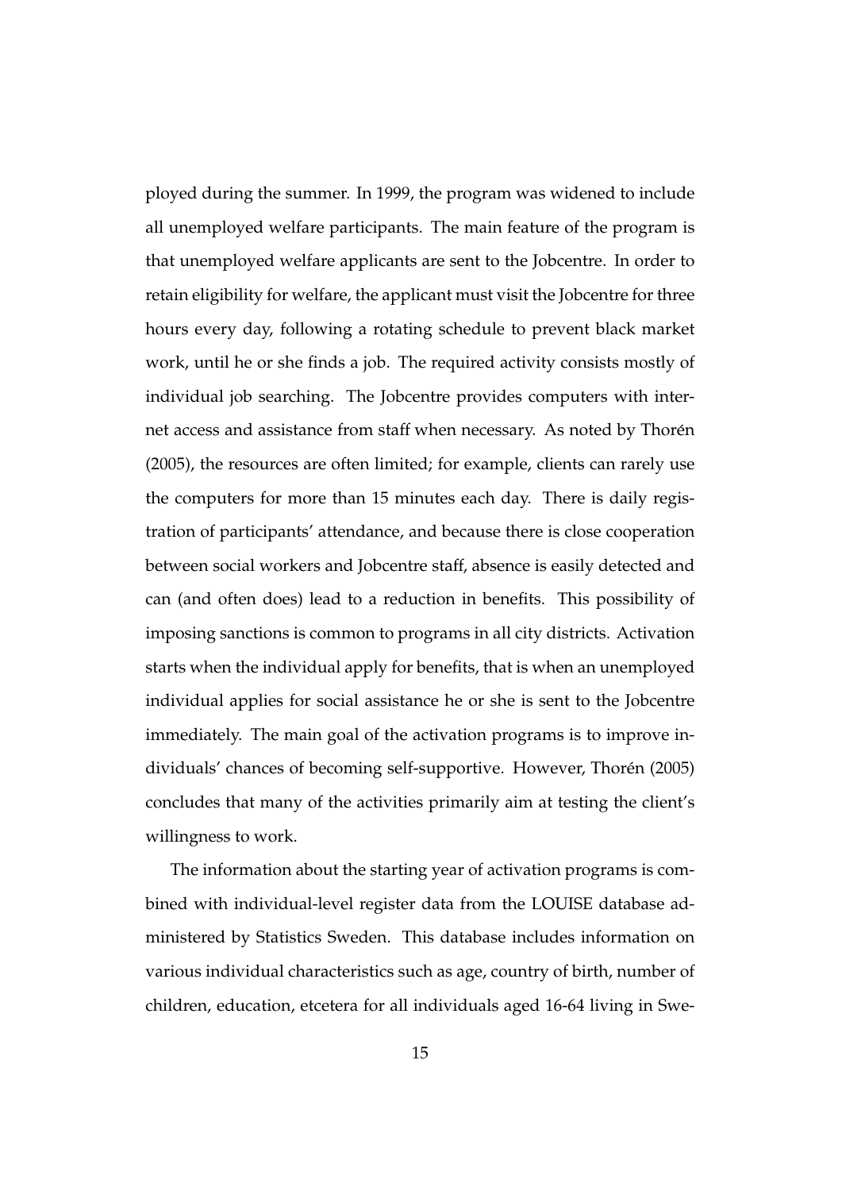ployed during the summer. In 1999, the program was widened to include all unemployed welfare participants. The main feature of the program is that unemployed welfare applicants are sent to the Jobcentre. In order to retain eligibility for welfare, the applicant must visit the Jobcentre for three hours every day, following a rotating schedule to prevent black market work, until he or she finds a job. The required activity consists mostly of individual job searching. The Jobcentre provides computers with internet access and assistance from staff when necessary. As noted by Thorén (2005), the resources are often limited; for example, clients can rarely use the computers for more than 15 minutes each day. There is daily registration of participants' attendance, and because there is close cooperation between social workers and Jobcentre staff, absence is easily detected and can (and often does) lead to a reduction in benefits. This possibility of imposing sanctions is common to programs in all city districts. Activation starts when the individual apply for benefits, that is when an unemployed individual applies for social assistance he or she is sent to the Jobcentre immediately. The main goal of the activation programs is to improve individuals' chances of becoming self-supportive. However, Thorén (2005) concludes that many of the activities primarily aim at testing the client's willingness to work.

The information about the starting year of activation programs is combined with individual-level register data from the LOUISE database administered by Statistics Sweden. This database includes information on various individual characteristics such as age, country of birth, number of children, education, etcetera for all individuals aged 16-64 living in Swe-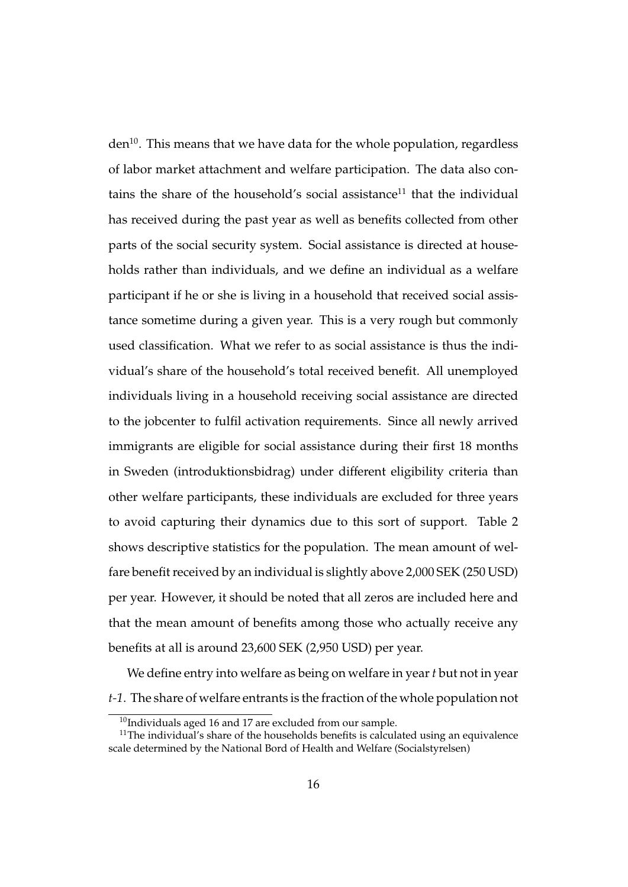den[10]. This means that we have data for the whole population, regardless of labor market attachment and welfare participation. The data also contains the share of the household's social assistance[11] that the individual has received during the past year as well as benefits collected from other parts of the social security system. Social assistance is directed at households rather than individuals, and we define an individual as a welfare participant if he or she is living in a household that received social assistance sometime during a given year. This is a very rough but commonly used classification. What we refer to as social assistance is thus the individual's share of the household's total received benefit. All unemployed individuals living in a household receiving social assistance are directed to the jobcenter to fulfil activation requirements. Since all newly arrived immigrants are eligible for social assistance during their first 18 months in Sweden (introduktionsbidrag) under different eligibility criteria than other welfare participants, these individuals are excluded for three years to avoid capturing their dynamics due to this sort of support. Table 2 shows descriptive statistics for the population. The mean amount of welfare benefit received by an individual is slightly above 2,000 SEK (250 USD) per year. However, it should be noted that all zeros are included here and that the mean amount of benefits among those who actually receive any benefits at all is around 23,600 SEK (2,950 USD) per year.

We define entry into welfare as being on welfare in year *t* but not in year *t-1*. The share of welfare entrants is the fraction of the whole population not

[10] Individuals aged 16 and 17 are excluded from our sample.

[11] The individual's share of the households benefits is calculated using an equivalence scale determined by the National Bord of Health and Welfare (Socialstyrelsen)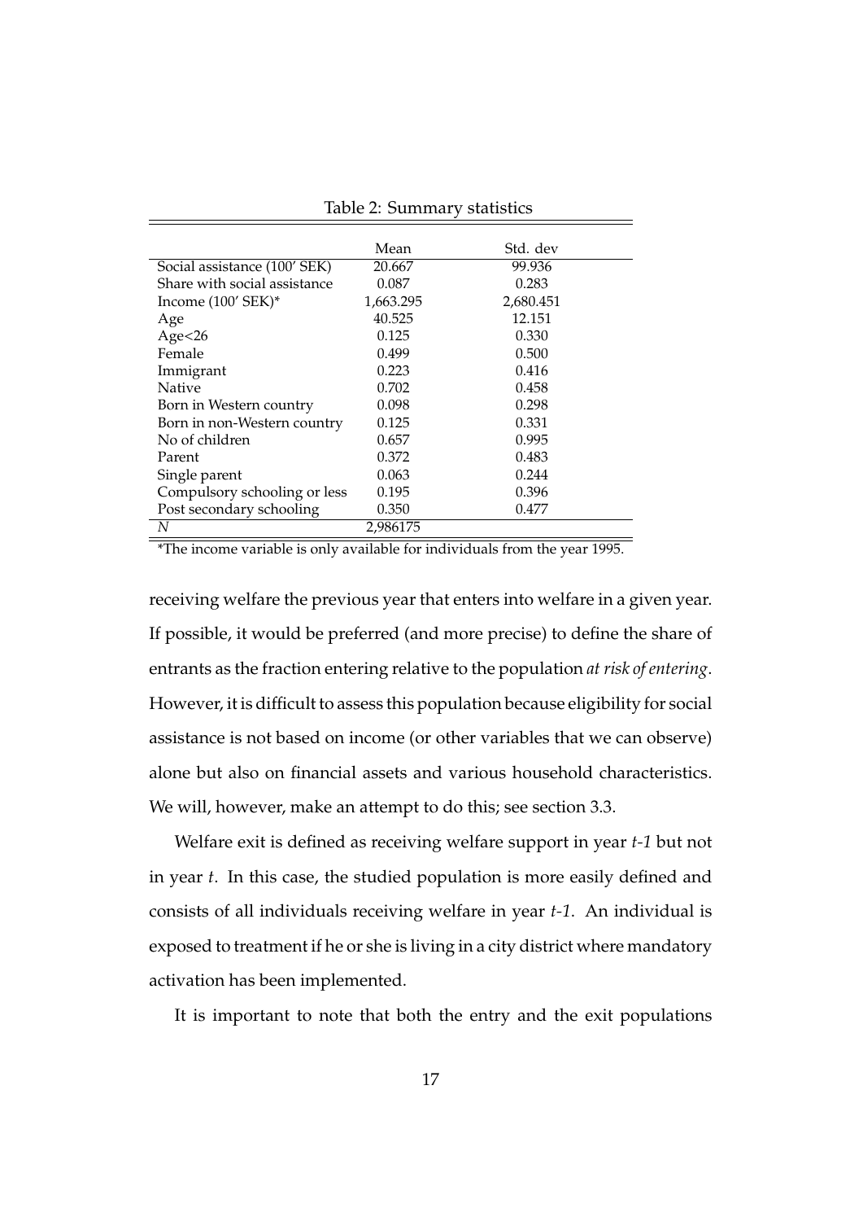Table 2: Summary statistics

| | Mean | Std. dev |
|---|---|---|
| Social assistance (100' SEK) | 20.667 | 99.936 |
| Share with social assistance | 0.087 | 0.283 |
| Income (100' SEK)* | 1,663.295 | 2,680.451 |
| Age | 40.525 | 12.151 |
| Age<26 | 0.125 | 0.330 |
| Female | 0.499 | 0.500 |
| Immigrant | 0.223 | 0.416 |
| Native | 0.702 | 0.458 |
| Born in Western country | 0.098 | 0.298 |
| Born in non-Western country | 0.125 | 0.331 |
| No of children | 0.657 | 0.995 |
| Parent | 0.372 | 0.483 |
| Single parent | 0.063 | 0.244 |
| Compulsory schooling or less | 0.195 | 0.396 |
| Post secondary schooling | 0.350 | 0.477 |
| *N* | 2,986175 | |

*The income variable is only available for individuals from the year 1995.

receiving welfare the previous year that enters into welfare in a given year. If possible, it would be preferred (and more precise) to define the share of entrants as the fraction entering relative to the population *at risk of entering*. However, it is difficult to assess this population because eligibility for social assistance is not based on income (or other variables that we can observe) alone but also on financial assets and various household characteristics. We will, however, make an attempt to do this; see section 3.3.

Welfare exit is defined as receiving welfare support in year *t-1* but not in year *t*. In this case, the studied population is more easily defined and consists of all individuals receiving welfare in year *t-1*. An individual is exposed to treatment if he or she is living in a city district where mandatory activation has been implemented.

It is important to note that both the entry and the exit populations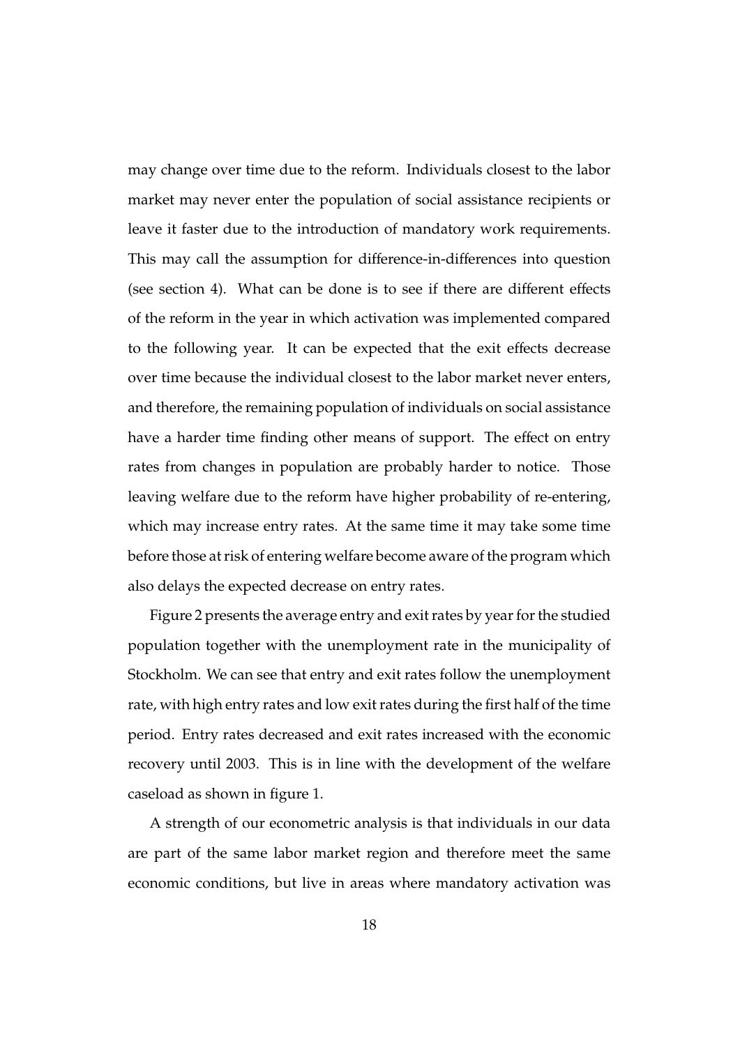may change over time due to the reform. Individuals closest to the labor market may never enter the population of social assistance recipients or leave it faster due to the introduction of mandatory work requirements. This may call the assumption for difference-in-differences into question (see section 4). What can be done is to see if there are different effects of the reform in the year in which activation was implemented compared to the following year. It can be expected that the exit effects decrease over time because the individual closest to the labor market never enters, and therefore, the remaining population of individuals on social assistance have a harder time finding other means of support. The effect on entry rates from changes in population are probably harder to notice. Those leaving welfare due to the reform have higher probability of re-entering, which may increase entry rates. At the same time it may take some time before those at risk of entering welfare become aware of the program which also delays the expected decrease on entry rates.

Figure 2 presents the average entry and exit rates by year for the studied population together with the unemployment rate in the municipality of Stockholm. We can see that entry and exit rates follow the unemployment rate, with high entry rates and low exit rates during the first half of the time period. Entry rates decreased and exit rates increased with the economic recovery until 2003. This is in line with the development of the welfare caseload as shown in figure 1.

A strength of our econometric analysis is that individuals in our data are part of the same labor market region and therefore meet the same economic conditions, but live in areas where mandatory activation was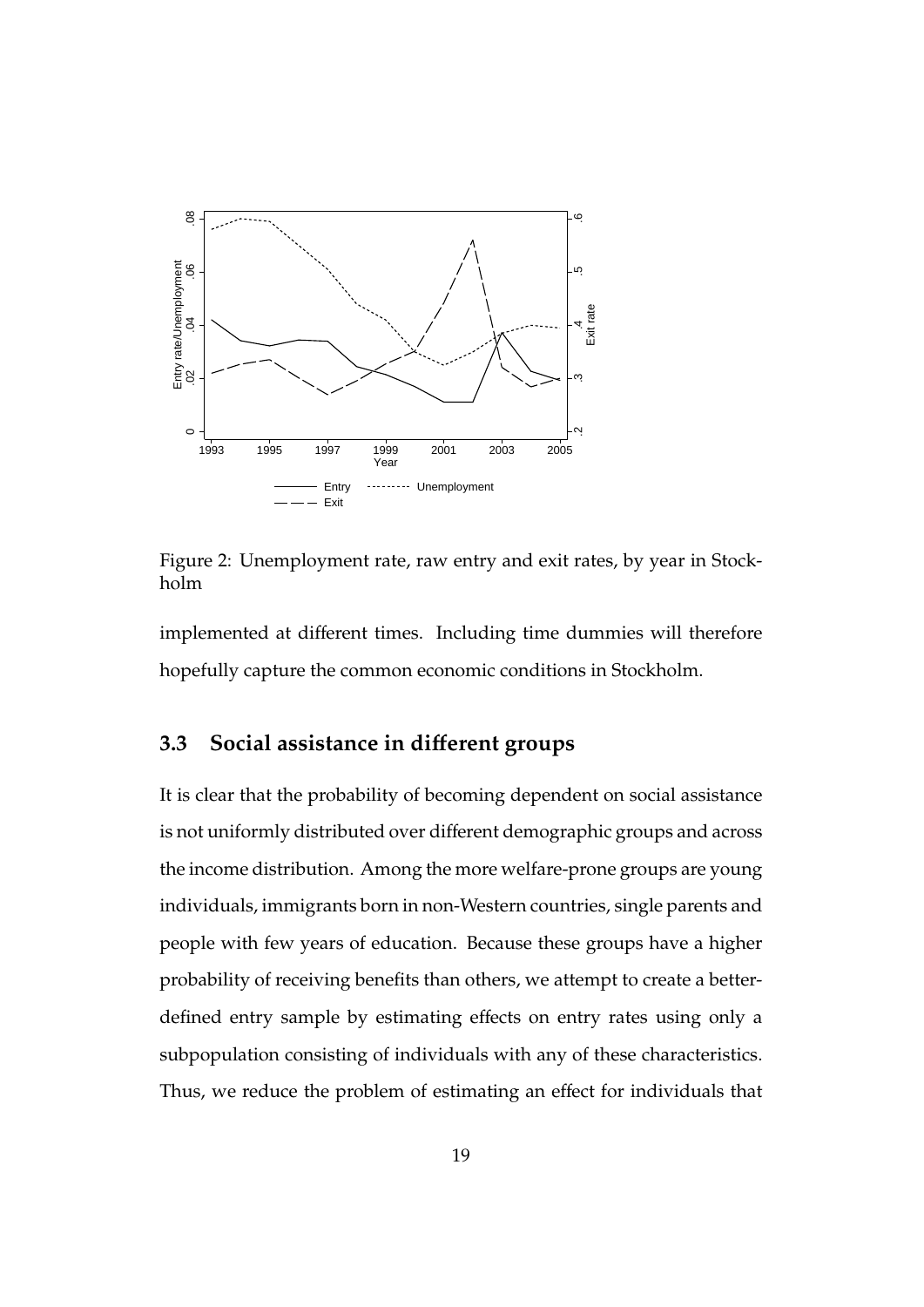Figure 2: Unemployment rate, raw entry and exit rates, by year in Stockholm

implemented at different times. Including time dummies will therefore hopefully capture the common economic conditions in Stockholm.

### 3.3 Social assistance in different groups

It is clear that the probability of becoming dependent on social assistance is not uniformly distributed over different demographic groups and across the income distribution. Among the more welfare-prone groups are young individuals, immigrants born in non-Western countries, single parents and people with few years of education. Because these groups have a higher probability of receiving benefits than others, we attempt to create a better-defined entry sample by estimating effects on entry rates using only a subpopulation consisting of individuals with any of these characteristics. Thus, we reduce the problem of estimating an effect for individuals that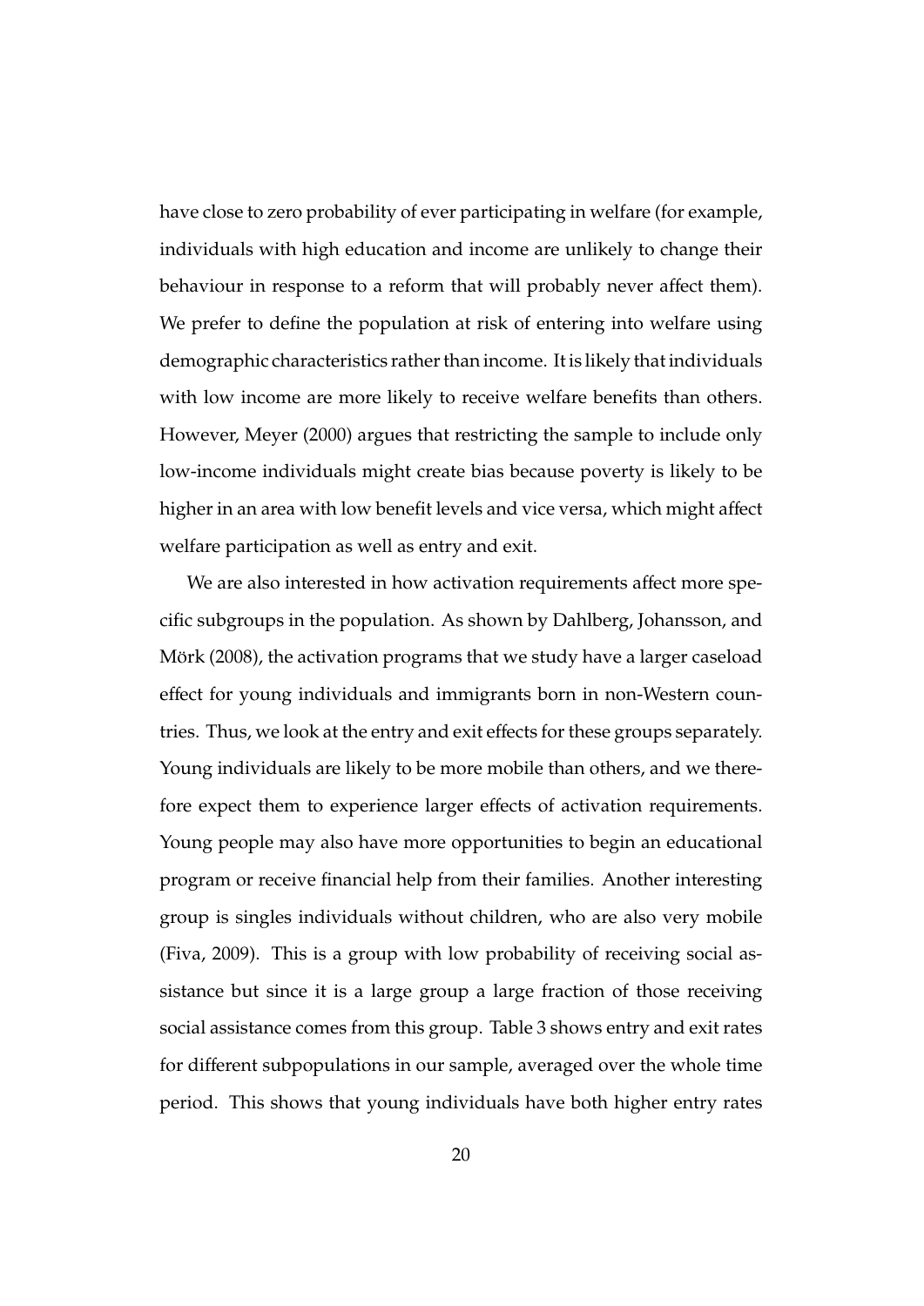have close to zero probability of ever participating in welfare (for example, individuals with high education and income are unlikely to change their behaviour in response to a reform that will probably never affect them). We prefer to define the population at risk of entering into welfare using demographic characteristics rather than income. It is likely that individuals with low income are more likely to receive welfare benefits than others. However, Meyer (2000) argues that restricting the sample to include only low-income individuals might create bias because poverty is likely to be higher in an area with low benefit levels and vice versa, which might affect welfare participation as well as entry and exit.

We are also interested in how activation requirements affect more specific subgroups in the population. As shown by Dahlberg, Johansson, and Mörk (2008), the activation programs that we study have a larger caseload effect for young individuals and immigrants born in non-Western countries. Thus, we look at the entry and exit effects for these groups separately. Young individuals are likely to be more mobile than others, and we therefore expect them to experience larger effects of activation requirements. Young people may also have more opportunities to begin an educational program or receive financial help from their families. Another interesting group is singles individuals without children, who are also very mobile (Fiva, 2009). This is a group with low probability of receiving social assistance but since it is a large group a large fraction of those receiving social assistance comes from this group. Table 3 shows entry and exit rates for different subpopulations in our sample, averaged over the whole time period. This shows that young individuals have both higher entry rates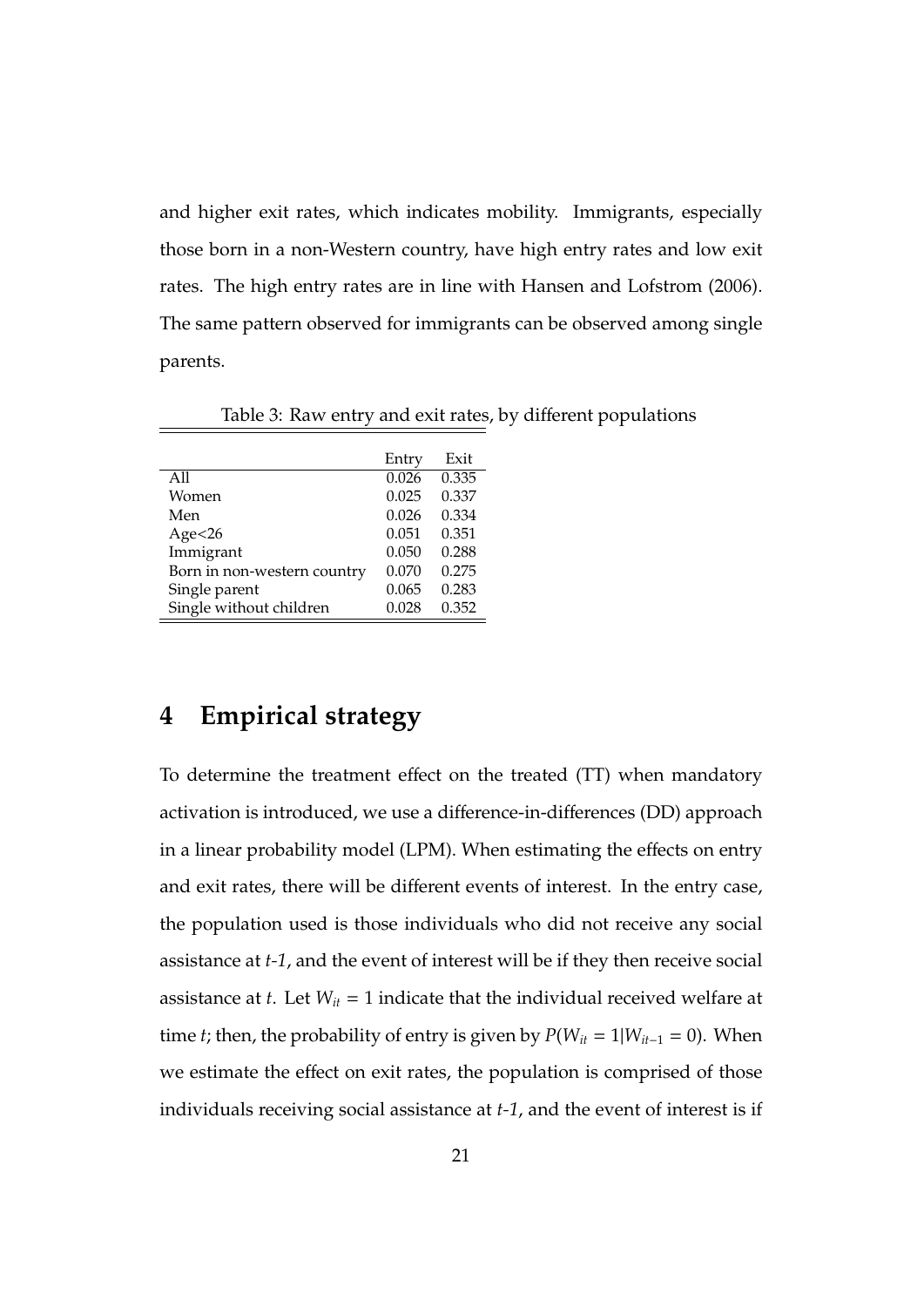and higher exit rates, which indicates mobility. Immigrants, especially those born in a non-Western country, have high entry rates and low exit rates. The high entry rates are in line with Hansen and Lofstrom (2006). The same pattern observed for immigrants can be observed among single parents.

Table 3: Raw entry and exit rates, by different populations

| | Entry | Exit |
|---|---|---|
| All | 0.026 | 0.335 |
| Women | 0.025 | 0.337 |
| Men | 0.026 | 0.334 |
| Age<26 | 0.051 | 0.351 |
| Immigrant | 0.050 | 0.288 |
| Born in non-western country | 0.070 | 0.275 |
| Single parent | 0.065 | 0.283 |
| Single without children | 0.028 | 0.352 |

# 4 Empirical strategy

To determine the treatment effect on the treated (TT) when mandatory activation is introduced, we use a difference-in-differences (DD) approach in a linear probability model (LPM). When estimating the effects on entry and exit rates, there will be different events of interest. In the entry case, the population used is those individuals who did not receive any social assistance at *t-1*, and the event of interest will be if they then receive social assistance at *t*. Let $W_{it} = 1$ indicate that the individual received welfare at time *t*; then, the probability of entry is given by $P(W_{it} = 1|W_{it-1} = 0)$. When we estimate the effect on exit rates, the population is comprised of those individuals receiving social assistance at *t-1*, and the event of interest is if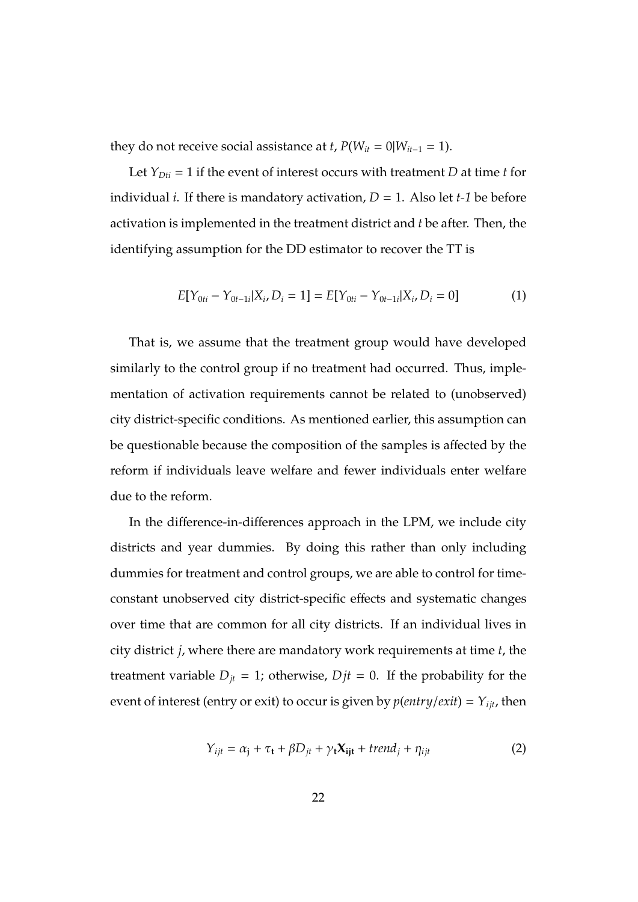they do not receive social assistance at $t$, $P(W_{it} = 0|W_{it-1} = 1)$.

Let $Y_{Dti} = 1$ if the event of interest occurs with treatment $D$ at time $t$ for individual $i$. If there is mandatory activation, $D = 1$. Also let *t-1* be before activation is implemented in the treatment district and $t$ be after. Then, the identifying assumption for the DD estimator to recover the TT is

$$E[Y_{0ti} - Y_{0t-1i}|X_i, D_i = 1] = E[Y_{0ti} - Y_{0t-1i}|X_i, D_i = 0] \tag{1}$$

That is, we assume that the treatment group would have developed similarly to the control group if no treatment had occurred. Thus, implementation of activation requirements cannot be related to (unobserved) city district-specific conditions. As mentioned earlier, this assumption can be questionable because the composition of the samples is affected by the reform if individuals leave welfare and fewer individuals enter welfare due to the reform.

In the difference-in-differences approach in the LPM, we include city districts and year dummies. By doing this rather than only including dummies for treatment and control groups, we are able to control for time-constant unobserved city district-specific effects and systematic changes over time that are common for all city districts. If an individual lives in city district $j$, where there are mandatory work requirements at time $t$, the treatment variable $D_{jt} = 1$; otherwise, $Djt = 0$. If the probability for the event of interest (entry or exit) to occur is given by $p(entry/exit) = Y_{ijt}$, then

$$Y_{ijt} = \alpha_{\mathbf{j}} + \tau_{\mathbf{t}} + \beta D_{jt} + \gamma_{\mathbf{t}} \mathbf{X}_{\mathbf{ijt}} + trend_j + \eta_{ijt} \tag{2}$$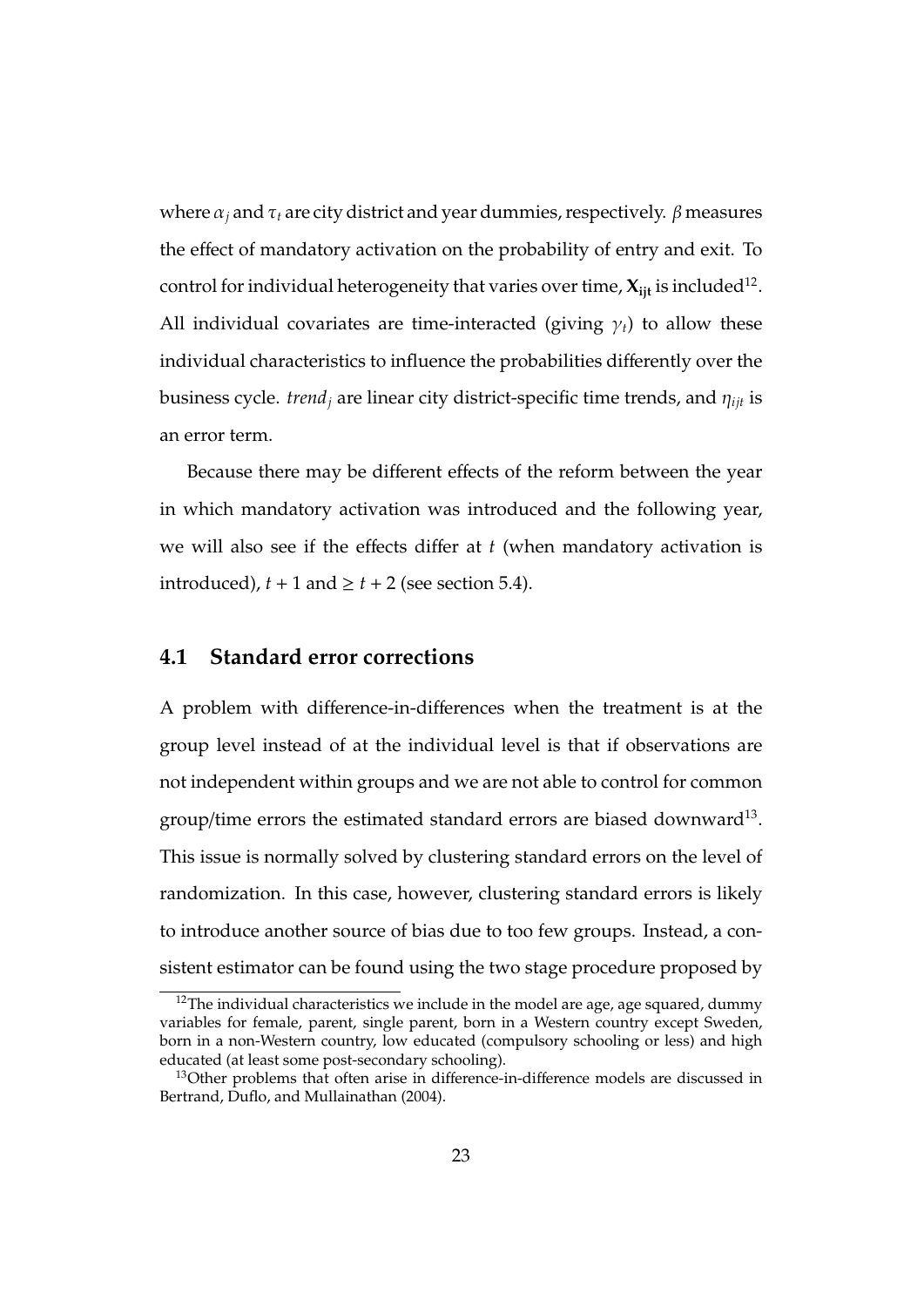where $\alpha_j$ and $\tau_t$ are city district and year dummies, respectively. $\beta$ measures the effect of mandatory activation on the probability of entry and exit. To control for individual heterogeneity that varies over time, $\mathbf{X_{ijt}}$ is included[12]. All individual covariates are time-interacted (giving $\gamma_t$) to allow these individual characteristics to influence the probabilities differently over the business cycle. $trend_j$ are linear city district-specific time trends, and $\eta_{ijt}$ is an error term.

Because there may be different effects of the reform between the year in which mandatory activation was introduced and the following year, we will also see if the effects differ at $t$ (when mandatory activation is introduced), $t + 1$ and $\geq t + 2$ (see section 5.4).

## 4.1 Standard error corrections

A problem with difference-in-differences when the treatment is at the group level instead of at the individual level is that if observations are not independent within groups and we are not able to control for common group/time errors the estimated standard errors are biased downward[13]. This issue is normally solved by clustering standard errors on the level of randomization. In this case, however, clustering standard errors is likely to introduce another source of bias due to too few groups. Instead, a consistent estimator can be found using the two stage procedure proposed by

[12] The individual characteristics we include in the model are age, age squared, dummy variables for female, parent, single parent, born in a Western country except Sweden, born in a non-Western country, low educated (compulsory schooling or less) and high educated (at least some post-secondary schooling).

[13] Other problems that often arise in difference-in-difference models are discussed in Bertrand, Duflo, and Mullainathan (2004).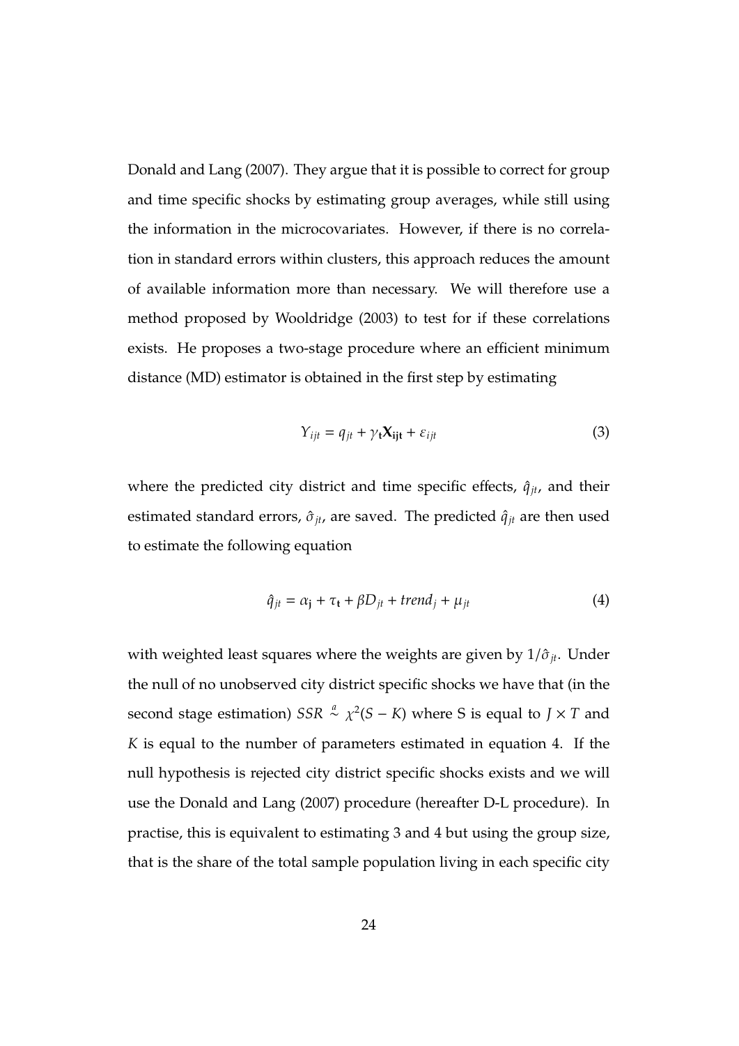Donald and Lang (2007). They argue that it is possible to correct for group and time specific shocks by estimating group averages, while still using the information in the microcovariates. However, if there is no correlation in standard errors within clusters, this approach reduces the amount of available information more than necessary. We will therefore use a method proposed by Wooldridge (2003) to test for if these correlations exists. He proposes a two-stage procedure where an efficient minimum distance (MD) estimator is obtained in the first step by estimating

$$Y_{ijt} = q_{jt} + \gamma_{\mathbf{t}} \mathbf{X_{ijt}} + \varepsilon_{ijt} \tag{3}$$

where the predicted city district and time specific effects, $\hat{q}_{jt}$, and their estimated standard errors, $\hat{\sigma}_{jt}$, are saved. The predicted $\hat{q}_{jt}$ are then used to estimate the following equation

$$\hat{q}_{jt} = \alpha_{\mathbf{j}} + \tau_{\mathbf{t}} + \beta D_{jt} + trend_j + \mu_{jt} \tag{4}$$

with weighted least squares where the weights are given by $1/\hat{\sigma}_{jt}$. Under the null of no unobserved city district specific shocks we have that (in the second stage estimation) $SSR \overset{a}{\sim} \chi^2(S - K)$ where S is equal to $J \times T$ and $K$ is equal to the number of parameters estimated in equation 4. If the null hypothesis is rejected city district specific shocks exists and we will use the Donald and Lang (2007) procedure (hereafter D-L procedure). In practise, this is equivalent to estimating 3 and 4 but using the group size, that is the share of the total sample population living in each specific city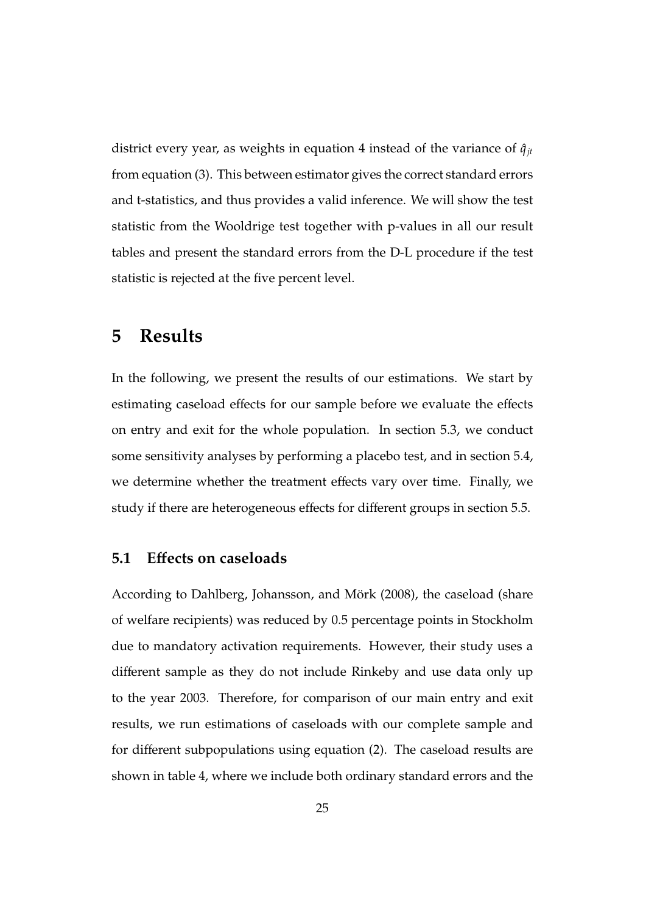district every year, as weights in equation 4 instead of the variance of $\hat{q}_{jt}$ from equation (3). This between estimator gives the correct standard errors and t-statistics, and thus provides a valid inference. We will show the test statistic from the Wooldrige test together with p-values in all our result tables and present the standard errors from the D-L procedure if the test statistic is rejected at the five percent level.

# 5 Results

In the following, we present the results of our estimations. We start by estimating caseload effects for our sample before we evaluate the effects on entry and exit for the whole population. In section 5.3, we conduct some sensitivity analyses by performing a placebo test, and in section 5.4, we determine whether the treatment effects vary over time. Finally, we study if there are heterogeneous effects for different groups in section 5.5.

## 5.1 Effects on caseloads

According to Dahlberg, Johansson, and Mörk (2008), the caseload (share of welfare recipients) was reduced by 0.5 percentage points in Stockholm due to mandatory activation requirements. However, their study uses a different sample as they do not include Rinkeby and use data only up to the year 2003. Therefore, for comparison of our main entry and exit results, we run estimations of caseloads with our complete sample and for different subpopulations using equation (2). The caseload results are shown in table 4, where we include both ordinary standard errors and the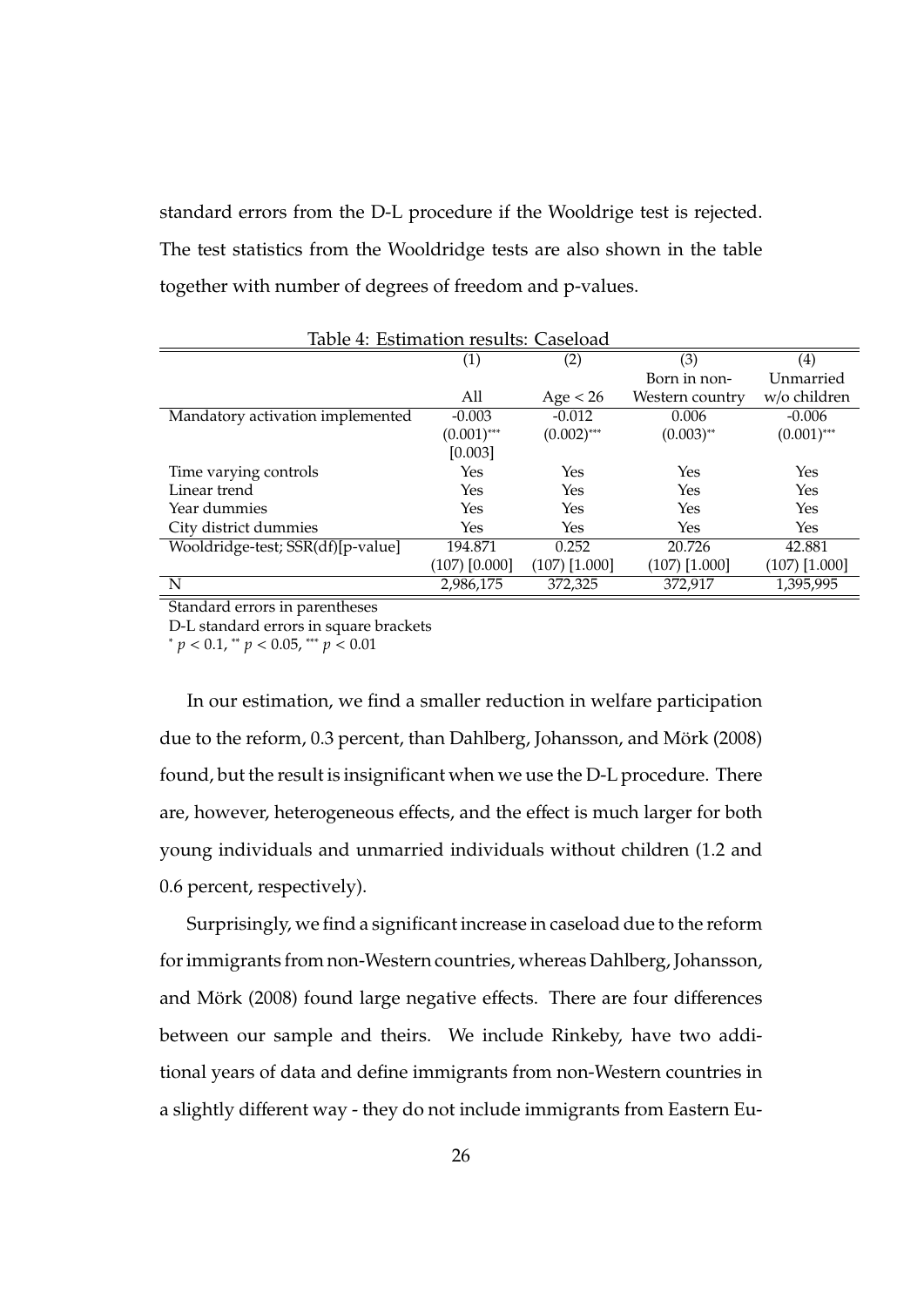standard errors from the D-L procedure if the Wooldrige test is rejected. The test statistics from the Wooldridge tests are also shown in the table together with number of degrees of freedom and p-values.

Table 4: Estimation results: Caseload

| | (1) | (2) | (3) | (4) |
|---|---|---|---|---|
| | All | Age < 26 | Born in non-Western country | Unmarried w/o children |
| Mandatory activation implemented | -0.003 | -0.012 | 0.006 | -0.006 |
| | $(0.001)^{***}$ | $(0.002)^{***}$ | $(0.003)^{**}$ | $(0.001)^{***}$ |
| | [0.003] | | | |
| Time varying controls | Yes | Yes | Yes | Yes |
| Linear trend | Yes | Yes | Yes | Yes |
| Year dummies | Yes | Yes | Yes | Yes |
| City district dummies | Yes | Yes | Yes | Yes |
| Wooldridge-test; SSR(df)[p-value] | 194.871 | 0.252 | 20.726 | 42.881 |
| | (107) [0.000] | (107) [1.000] | (107) [1.000] | (107) [1.000] |
| N | 2,986,175 | 372,325 | 372,917 | 1,395,995 |

Standard errors in parentheses

D-L standard errors in square brackets

$^{*}$ $p < 0.1$, $^{**}$ $p < 0.05$, $^{***}$ $p < 0.01$

In our estimation, we find a smaller reduction in welfare participation due to the reform, 0.3 percent, than Dahlberg, Johansson, and Mörk (2008) found, but the result is insignificant when we use the D-L procedure. There are, however, heterogeneous effects, and the effect is much larger for both young individuals and unmarried individuals without children (1.2 and 0.6 percent, respectively).

Surprisingly, we find a significant increase in caseload due to the reform for immigrants from non-Western countries, whereas Dahlberg, Johansson, and Mörk (2008) found large negative effects. There are four differences between our sample and theirs. We include Rinkeby, have two additional years of data and define immigrants from non-Western countries in a slightly different way - they do not include immigrants from Eastern Eu-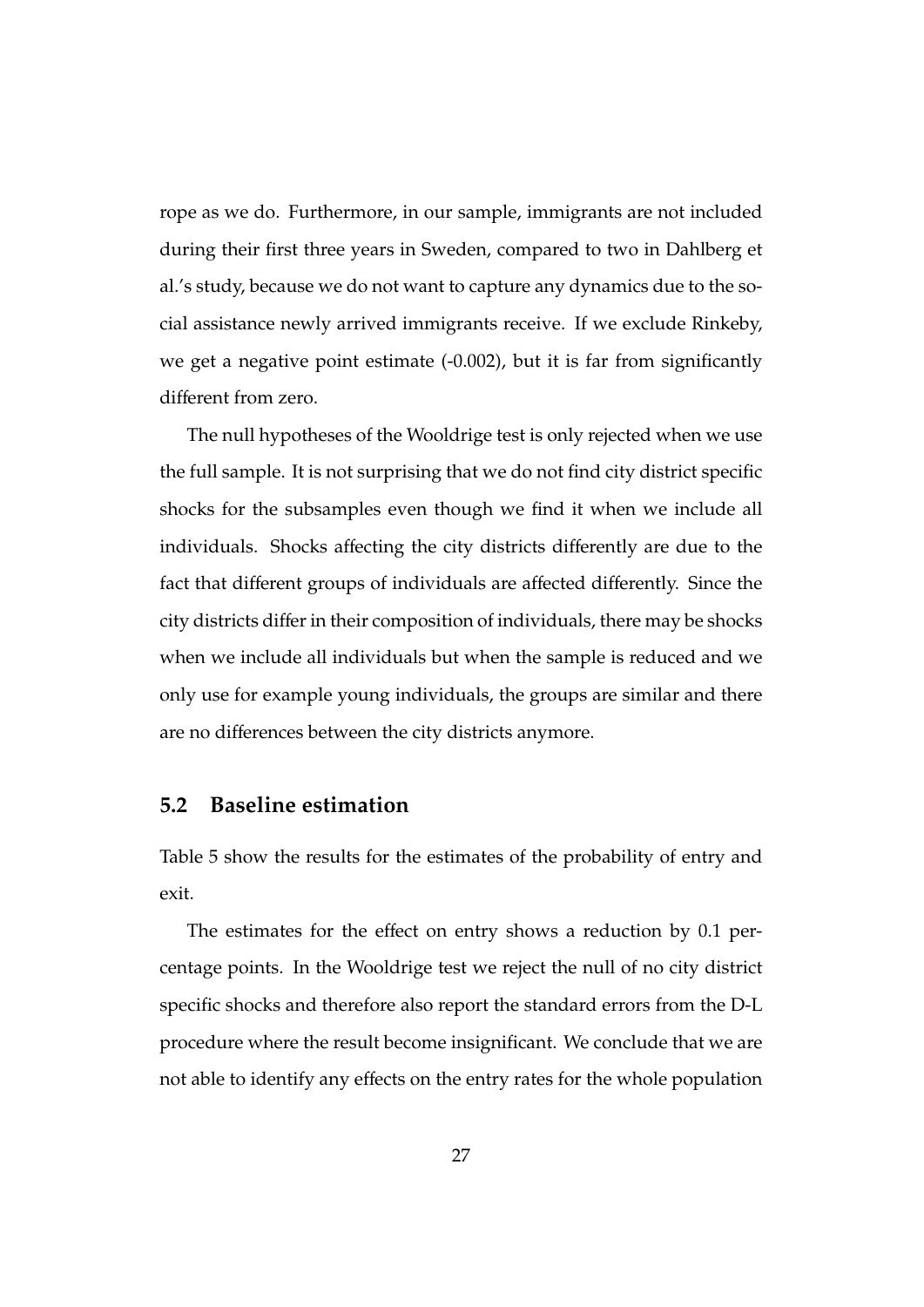rope as we do. Furthermore, in our sample, immigrants are not included during their first three years in Sweden, compared to two in Dahlberg et al.'s study, because we do not want to capture any dynamics due to the social assistance newly arrived immigrants receive. If we exclude Rinkeby, we get a negative point estimate (-0.002), but it is far from significantly different from zero.

The null hypotheses of the Wooldrige test is only rejected when we use the full sample. It is not surprising that we do not find city district specific shocks for the subsamples even though we find it when we include all individuals. Shocks affecting the city districts differently are due to the fact that different groups of individuals are affected differently. Since the city districts differ in their composition of individuals, there may be shocks when we include all individuals but when the sample is reduced and we only use for example young individuals, the groups are similar and there are no differences between the city districts anymore.

## 5.2 Baseline estimation

Table 5 show the results for the estimates of the probability of entry and exit.

The estimates for the effect on entry shows a reduction by 0.1 percentage points. In the Wooldrige test we reject the null of no city district specific shocks and therefore also report the standard errors from the D-L procedure where the result become insignificant. We conclude that we are not able to identify any effects on the entry rates for the whole population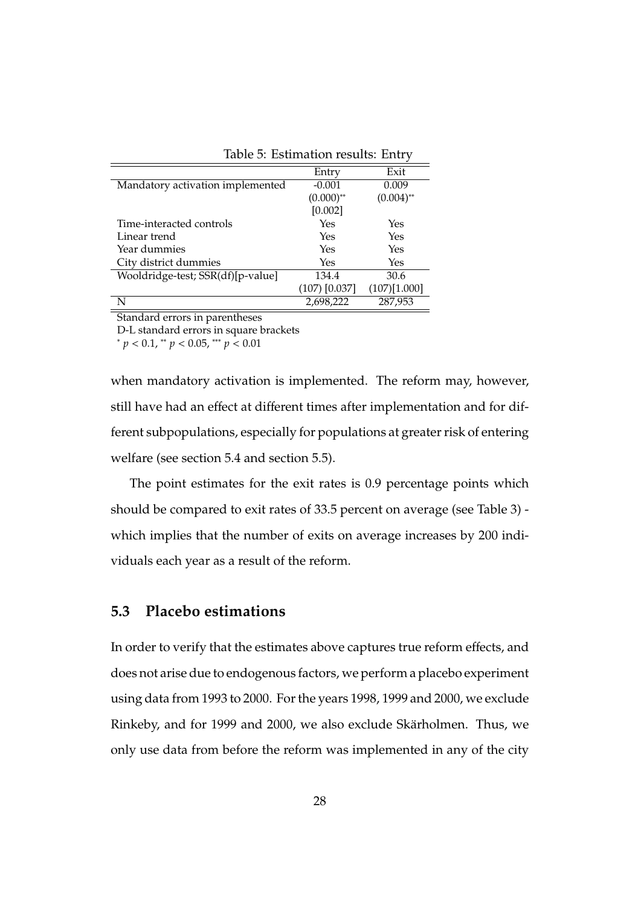Table 5: Estimation results: Entry

| | Entry | Exit |
|---|---|---|
| Mandatory activation implemented | -0.001 | 0.009 |
| | $(0.000)^{**}$ | $(0.004)^{**}$ |
| | [0.002] | |
| Time-interacted controls | Yes | Yes |
| Linear trend | Yes | Yes |
| Year dummies | Yes | Yes |
| City district dummies | Yes | Yes |
| Wooldridge-test; SSR(df)[p-value] | 134.4 | 30.6 |
| | (107) [0.037] | (107)[1.000] |
| N | 2,698,222 | 287,953 |

Standard errors in parentheses
D-L standard errors in square brackets
$^{*}$ $p < 0.1$, $^{**}$ $p < 0.05$, $^{***}$ $p < 0.01$

when mandatory activation is implemented. The reform may, however, still have had an effect at different times after implementation and for different subpopulations, especially for populations at greater risk of entering welfare (see section 5.4 and section 5.5).

The point estimates for the exit rates is 0.9 percentage points which should be compared to exit rates of 33.5 percent on average (see Table 3) - which implies that the number of exits on average increases by 200 individuals each year as a result of the reform.

## 5.3 Placebo estimations

In order to verify that the estimates above captures true reform effects, and does not arise due to endogenous factors, we perform a placebo experiment using data from 1993 to 2000. For the years 1998, 1999 and 2000, we exclude Rinkeby, and for 1999 and 2000, we also exclude Skärholmen. Thus, we only use data from before the reform was implemented in any of the city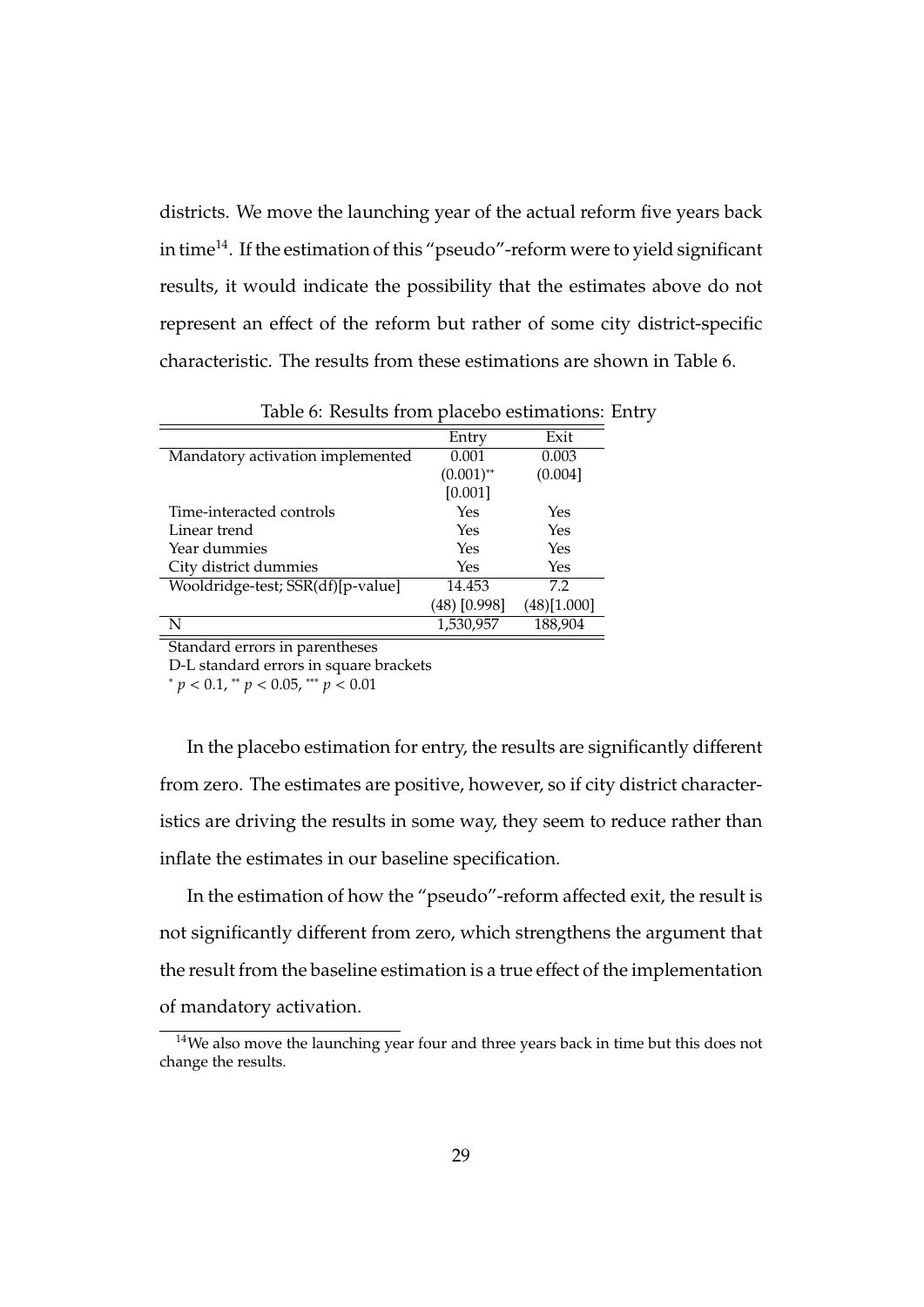districts. We move the launching year of the actual reform five years back in time[14]. If the estimation of this "pseudo"-reform were to yield significant results, it would indicate the possibility that the estimates above do not represent an effect of the reform but rather of some city district-specific characteristic. The results from these estimations are shown in Table 6.

Table 6: Results from placebo estimations: Entry

| | Entry | Exit |
|---|---|---|
| Mandatory activation implemented | 0.001 | 0.003 |
| | (0.001)** | (0.004] |
| | [0.001] | |
| Time-interacted controls | Yes | Yes |
| Linear trend | Yes | Yes |
| Year dummies | Yes | Yes |
| City district dummies | Yes | Yes |
| Wooldridge-test; SSR(df)[p-value] | 14.453 | 7.2 |
| | (48) [0.998] | (48)[1.000] |
| N | 1,530,957 | 188,904 |

Standard errors in parentheses
D-L standard errors in square brackets
$^{*}$ $p < 0.1$, $^{**}$ $p < 0.05$, $^{***}$ $p < 0.01$

In the placebo estimation for entry, the results are significantly different from zero. The estimates are positive, however, so if city district characteristics are driving the results in some way, they seem to reduce rather than inflate the estimates in our baseline specification.

In the estimation of how the "pseudo"-reform affected exit, the result is not significantly different from zero, which strengthens the argument that the result from the baseline estimation is a true effect of the implementation of mandatory activation.

[14]We also move the launching year four and three years back in time but this does not change the results.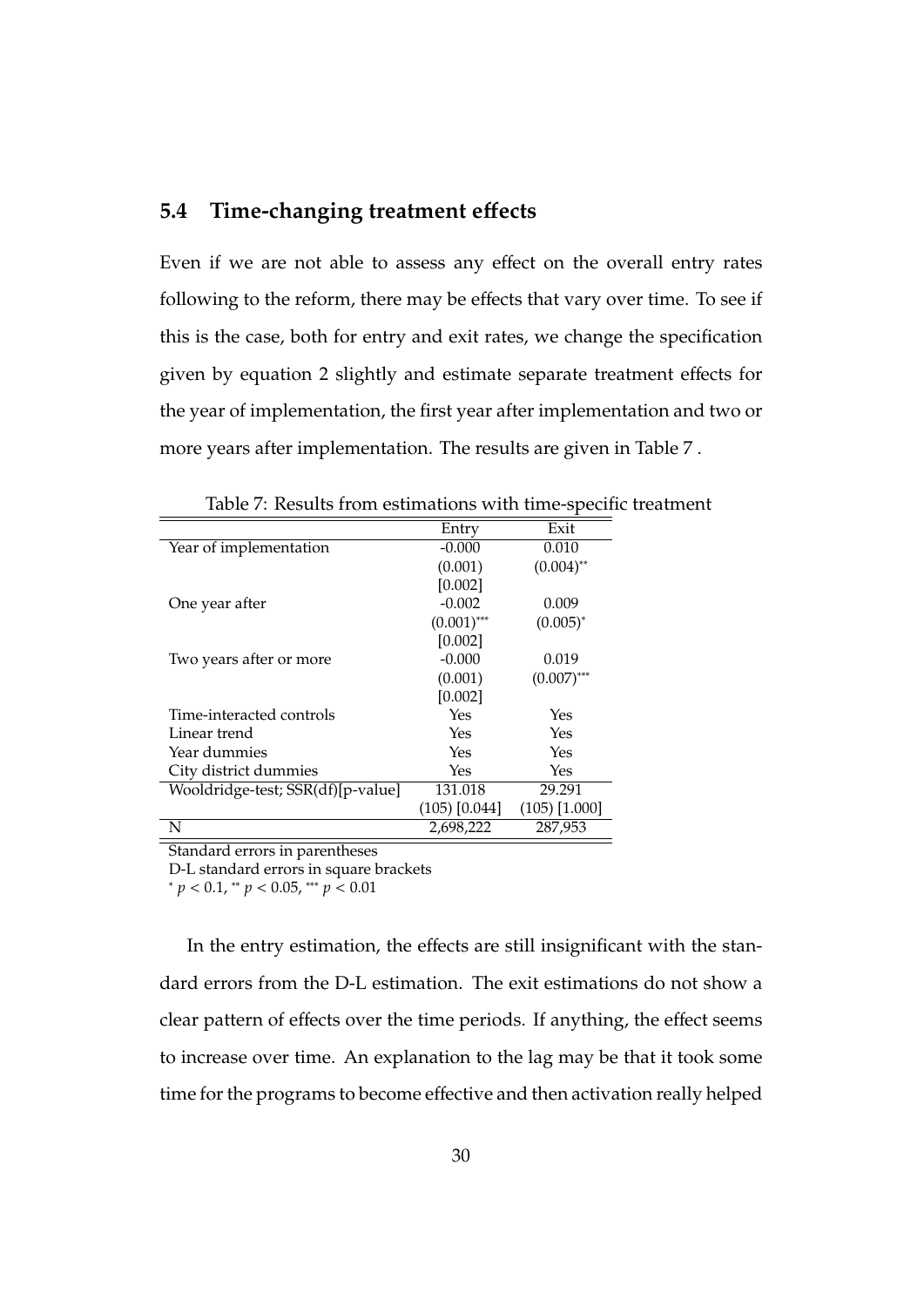### 5.4 Time-changing treatment effects

Even if we are not able to assess any effect on the overall entry rates following to the reform, there may be effects that vary over time. To see if this is the case, both for entry and exit rates, we change the specification given by equation 2 slightly and estimate separate treatment effects for the year of implementation, the first year after implementation and two or more years after implementation. The results are given in Table 7 .

Table 7: Results from estimations with time-specific treatment

| | Entry | Exit |
|---|---|---|
| Year of implementation | -0.000 | 0.010 |
| | (0.001) | $(0.004)^{**}$ |
| | [0.002] | |
| One year after | -0.002 | 0.009 |
| | $(0.001)^{***}$ | $(0.005)^{*}$ |
| | [0.002] | |
| Two years after or more | -0.000 | 0.019 |
| | (0.001) | $(0.007)^{***}$ |
| | [0.002] | |
| Time-interacted controls | Yes | Yes |
| Linear trend | Yes | Yes |
| Year dummies | Yes | Yes |
| City district dummies | Yes | Yes |
| Wooldridge-test; SSR(df)[p-value] | 131.018 | 29.291 |
| | (105) [0.044] | (105) [1.000] |
| N | 2,698,222 | 287,953 |

Standard errors in parentheses

D-L standard errors in square brackets

$^{*}$ $p < 0.1$, $^{**}$ $p < 0.05$, $^{***}$ $p < 0.01$

In the entry estimation, the effects are still insignificant with the standard errors from the D-L estimation. The exit estimations do not show a clear pattern of effects over the time periods. If anything, the effect seems to increase over time. An explanation to the lag may be that it took some time for the programs to become effective and then activation really helped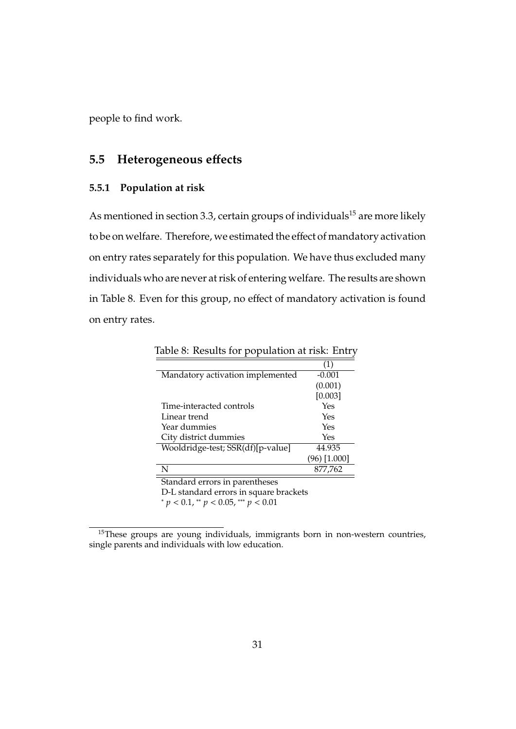people to find work.

## 5.5 Heterogeneous effects

### 5.5.1 Population at risk

As mentioned in section 3.3, certain groups of individuals[15] are more likely to be on welfare. Therefore, we estimated the effect of mandatory activation on entry rates separately for this population. We have thus excluded many individuals who are never at risk of entering welfare. The results are shown in Table 8. Even for this group, no effect of mandatory activation is found on entry rates.

Table 8: Results for population at risk: Entry

| | (1) |
|---|---|
| Mandatory activation implemented | -0.001 |
| | (0.001) |
| | [0.003] |
| Time-interacted controls | Yes |
| Linear trend | Yes |
| Year dummies | Yes |
| City district dummies | Yes |
| Wooldridge-test; SSR(df)[p-value] | 44.935 |
| | (96) [1.000] |
| N | 877,762 |

Standard errors in parentheses
D-L standard errors in square brackets
$^{*}$ $p < 0.1$, $^{**}$ $p < 0.05$, $^{***}$ $p < 0.01$

[15]These groups are young individuals, immigrants born in non-western countries, single parents and individuals with low education.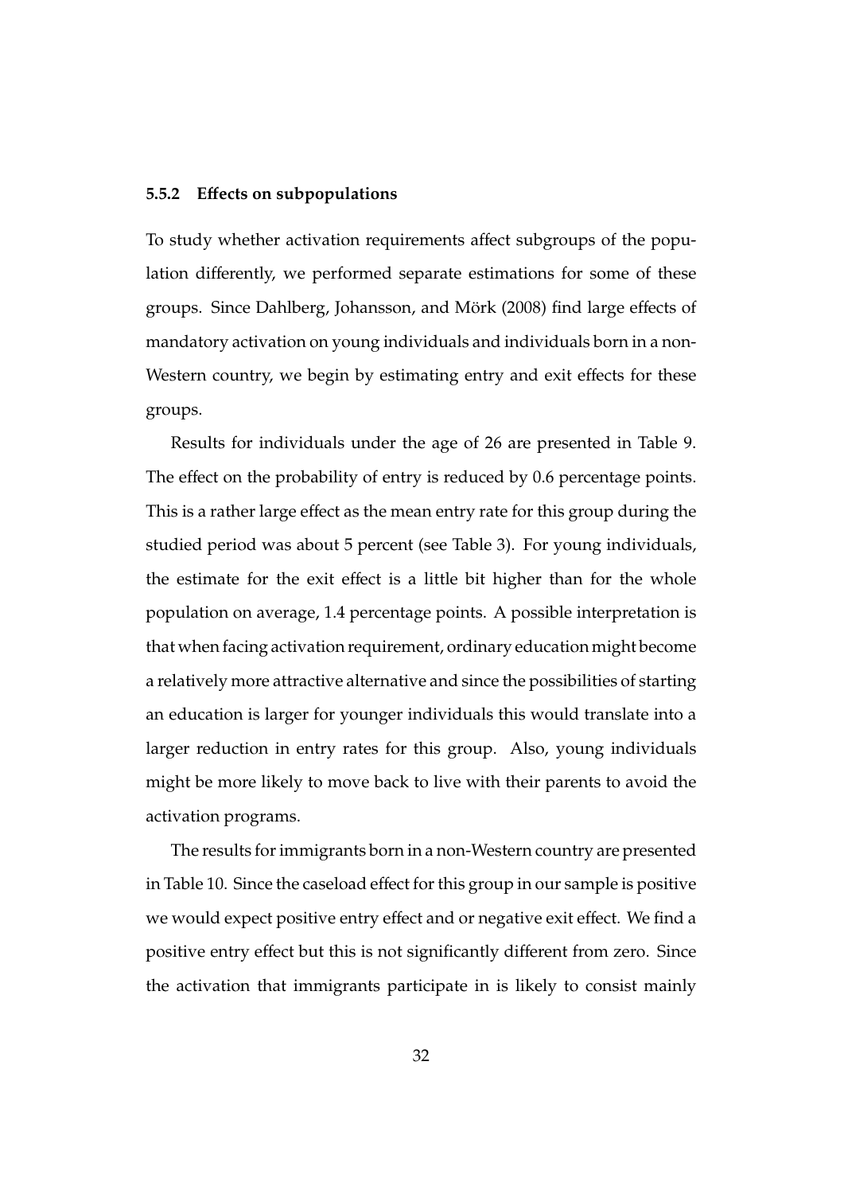### 5.5.2 Effects on subpopulations

To study whether activation requirements affect subgroups of the population differently, we performed separate estimations for some of these groups. Since Dahlberg, Johansson, and Mörk (2008) find large effects of mandatory activation on young individuals and individuals born in a non-Western country, we begin by estimating entry and exit effects for these groups.

Results for individuals under the age of 26 are presented in Table 9. The effect on the probability of entry is reduced by 0.6 percentage points. This is a rather large effect as the mean entry rate for this group during the studied period was about 5 percent (see Table 3). For young individuals, the estimate for the exit effect is a little bit higher than for the whole population on average, 1.4 percentage points. A possible interpretation is that when facing activation requirement, ordinary education might become a relatively more attractive alternative and since the possibilities of starting an education is larger for younger individuals this would translate into a larger reduction in entry rates for this group. Also, young individuals might be more likely to move back to live with their parents to avoid the activation programs.

The results for immigrants born in a non-Western country are presented in Table 10. Since the caseload effect for this group in our sample is positive we would expect positive entry effect and or negative exit effect. We find a positive entry effect but this is not significantly different from zero. Since the activation that immigrants participate in is likely to consist mainly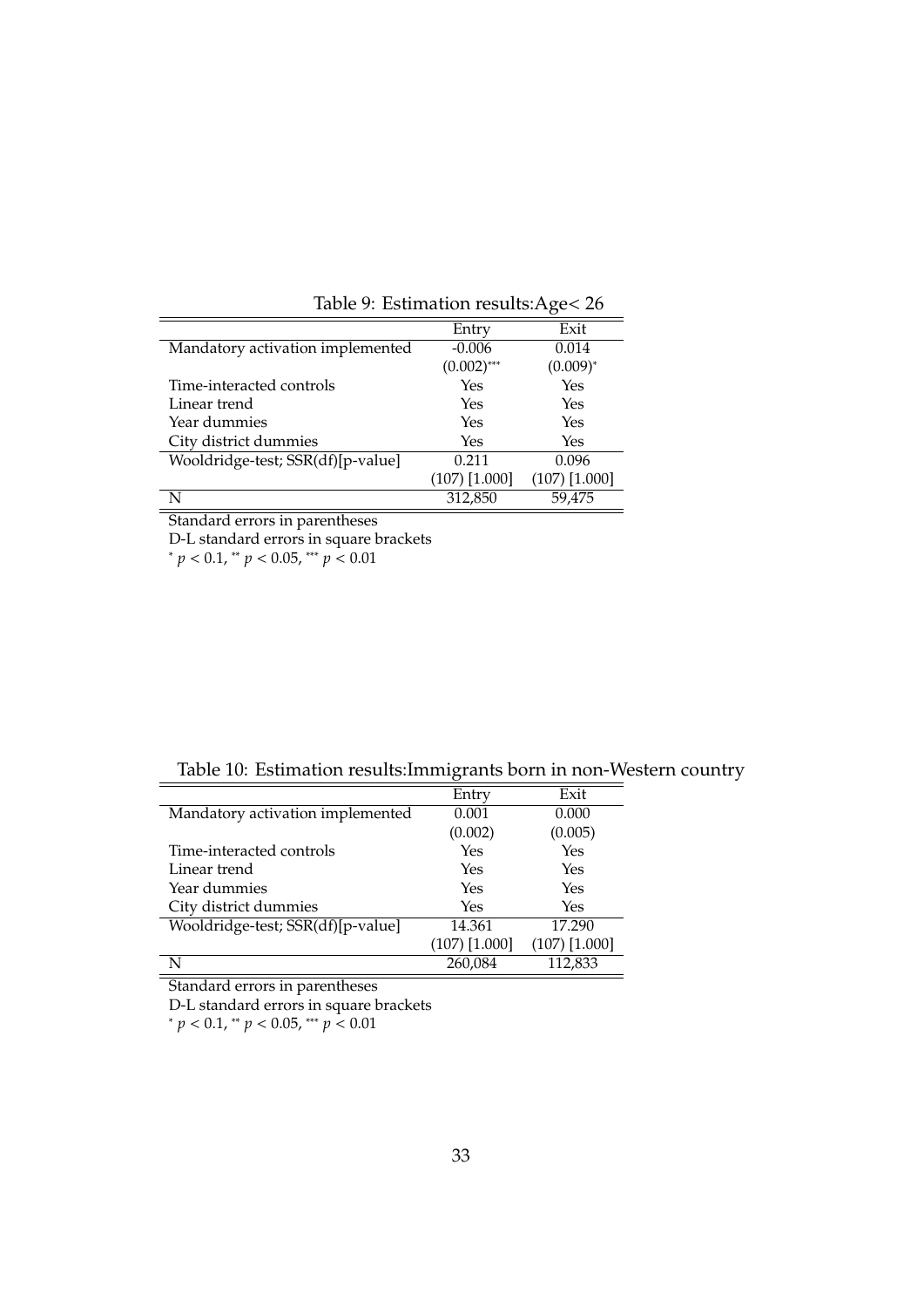Table 9: Estimation results:Age< 26

| | Entry | Exit |
|---|---|---|
| Mandatory activation implemented | -0.006 | 0.014 |
| | $(0.002)^{***}$ | $(0.009)^{*}$ |
| Time-interacted controls | Yes | Yes |
| Linear trend | Yes | Yes |
| Year dummies | Yes | Yes |
| City district dummies | Yes | Yes |
| Wooldridge-test; SSR(df)[p-value] | 0.211 | 0.096 |
| | (107) [1.000] | (107) [1.000] |
| N | 312,850 | 59,475 |

Standard errors in parentheses
D-L standard errors in square brackets
$^{*}$ $p < 0.1$, $^{**}$ $p < 0.05$, $^{***}$ $p < 0.01$

Table 10: Estimation results:Immigrants born in non-Western country

| | Entry | Exit |
|---|---|---|
| Mandatory activation implemented | 0.001 | 0.000 |
| | (0.002) | (0.005) |
| Time-interacted controls | Yes | Yes |
| Linear trend | Yes | Yes |
| Year dummies | Yes | Yes |
| City district dummies | Yes | Yes |
| Wooldridge-test; SSR(df)[p-value] | 14.361 | 17.290 |
| | (107) [1.000] | (107) [1.000] |
| N | 260,084 | 112,833 |

Standard errors in parentheses
D-L standard errors in square brackets
$^{*}$ $p < 0.1$, $^{**}$ $p < 0.05$, $^{***}$ $p < 0.01$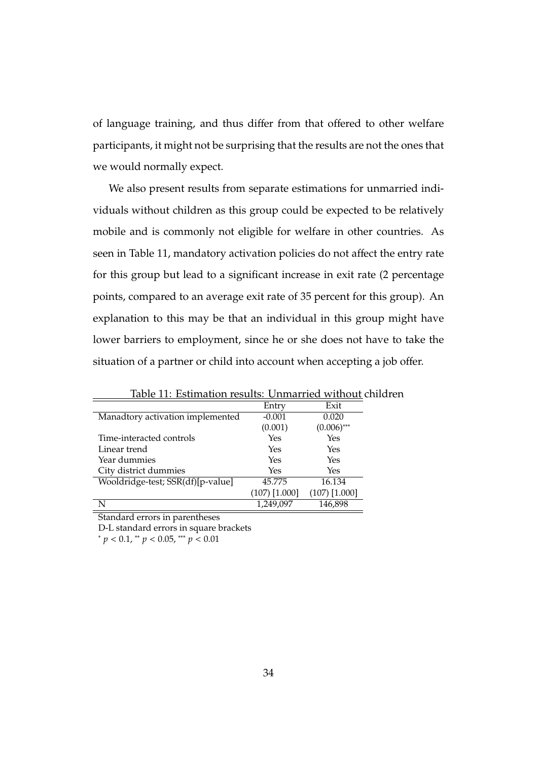of language training, and thus differ from that offered to other welfare participants, it might not be surprising that the results are not the ones that we would normally expect.

We also present results from separate estimations for unmarried individuals without children as this group could be expected to be relatively mobile and is commonly not eligible for welfare in other countries. As seen in Table 11, mandatory activation policies do not affect the entry rate for this group but lead to a significant increase in exit rate (2 percentage points, compared to an average exit rate of 35 percent for this group). An explanation to this may be that an individual in this group might have lower barriers to employment, since he or she does not have to take the situation of a partner or child into account when accepting a job offer.

Table 11: Estimation results: Unmarried without children

| | Entry | Exit |
|---|---|---|
| Manadtory activation implemented | -0.001 | 0.020 |
| | (0.001) | $(0.006)^{***}$ |
| Time-interacted controls | Yes | Yes |
| Linear trend | Yes | Yes |
| Year dummies | Yes | Yes |
| City district dummies | Yes | Yes |
| Wooldridge-test; SSR(df)[p-value] | 45.775 | 16.134 |
| | (107) [1.000] | (107) [1.000] |
| N | 1,249,097 | 146,898 |

Standard errors in parentheses
D-L standard errors in square brackets
$^{*}$ $p < 0.1$, $^{**}$ $p < 0.05$, $^{***}$ $p < 0.01$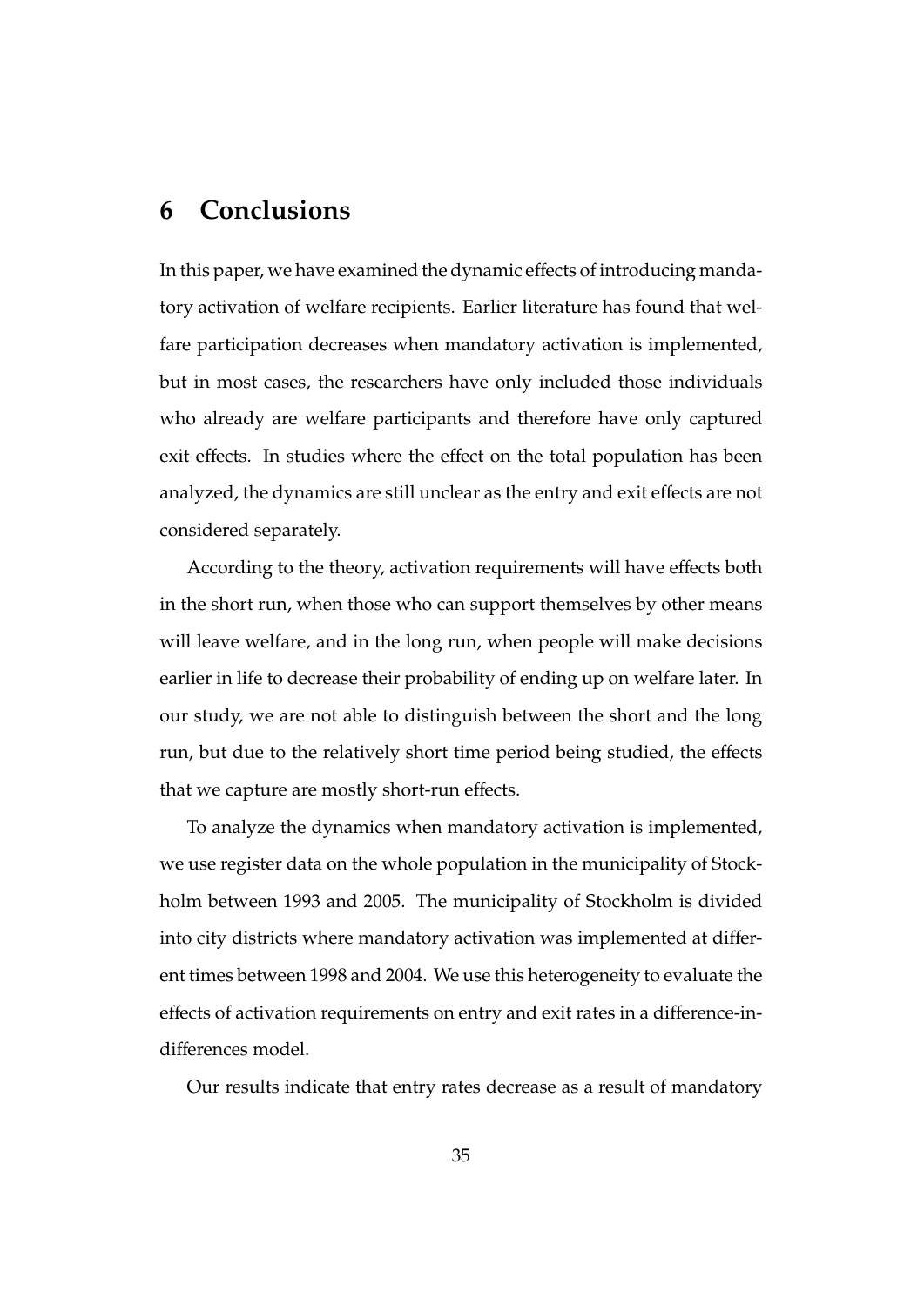## 6 Conclusions

In this paper, we have examined the dynamic effects of introducing mandatory activation of welfare recipients. Earlier literature has found that welfare participation decreases when mandatory activation is implemented, but in most cases, the researchers have only included those individuals who already are welfare participants and therefore have only captured exit effects. In studies where the effect on the total population has been analyzed, the dynamics are still unclear as the entry and exit effects are not considered separately.

According to the theory, activation requirements will have effects both in the short run, when those who can support themselves by other means will leave welfare, and in the long run, when people will make decisions earlier in life to decrease their probability of ending up on welfare later. In our study, we are not able to distinguish between the short and the long run, but due to the relatively short time period being studied, the effects that we capture are mostly short-run effects.

To analyze the dynamics when mandatory activation is implemented, we use register data on the whole population in the municipality of Stockholm between 1993 and 2005. The municipality of Stockholm is divided into city districts where mandatory activation was implemented at different times between 1998 and 2004. We use this heterogeneity to evaluate the effects of activation requirements on entry and exit rates in a difference-in-differences model.

Our results indicate that entry rates decrease as a result of mandatory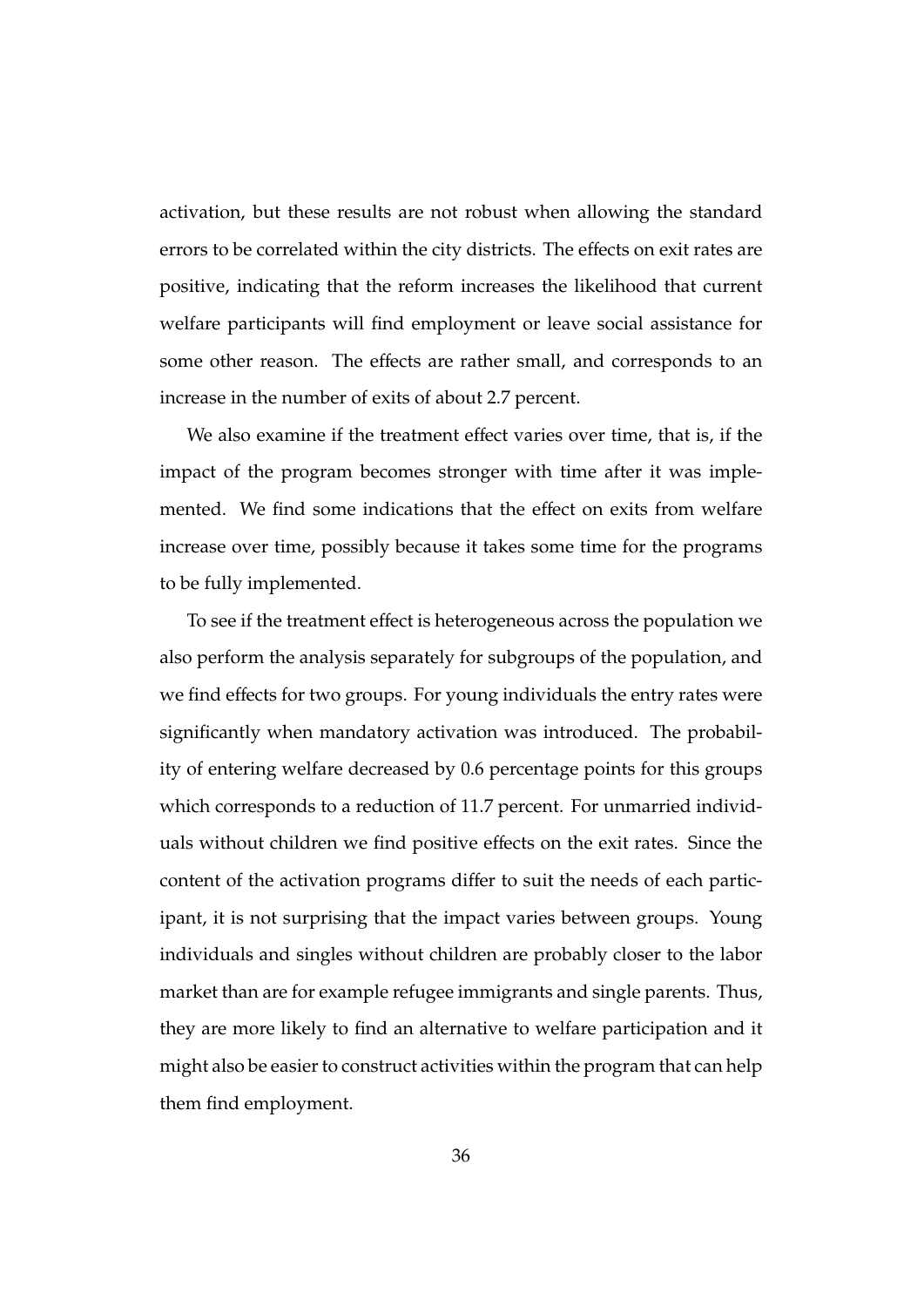activation, but these results are not robust when allowing the standard errors to be correlated within the city districts. The effects on exit rates are positive, indicating that the reform increases the likelihood that current welfare participants will find employment or leave social assistance for some other reason. The effects are rather small, and corresponds to an increase in the number of exits of about 2.7 percent.

We also examine if the treatment effect varies over time, that is, if the impact of the program becomes stronger with time after it was implemented. We find some indications that the effect on exits from welfare increase over time, possibly because it takes some time for the programs to be fully implemented.

To see if the treatment effect is heterogeneous across the population we also perform the analysis separately for subgroups of the population, and we find effects for two groups. For young individuals the entry rates were significantly when mandatory activation was introduced. The probability of entering welfare decreased by 0.6 percentage points for this groups which corresponds to a reduction of 11.7 percent. For unmarried individuals without children we find positive effects on the exit rates. Since the content of the activation programs differ to suit the needs of each participant, it is not surprising that the impact varies between groups. Young individuals and singles without children are probably closer to the labor market than are for example refugee immigrants and single parents. Thus, they are more likely to find an alternative to welfare participation and it might also be easier to construct activities within the program that can help them find employment.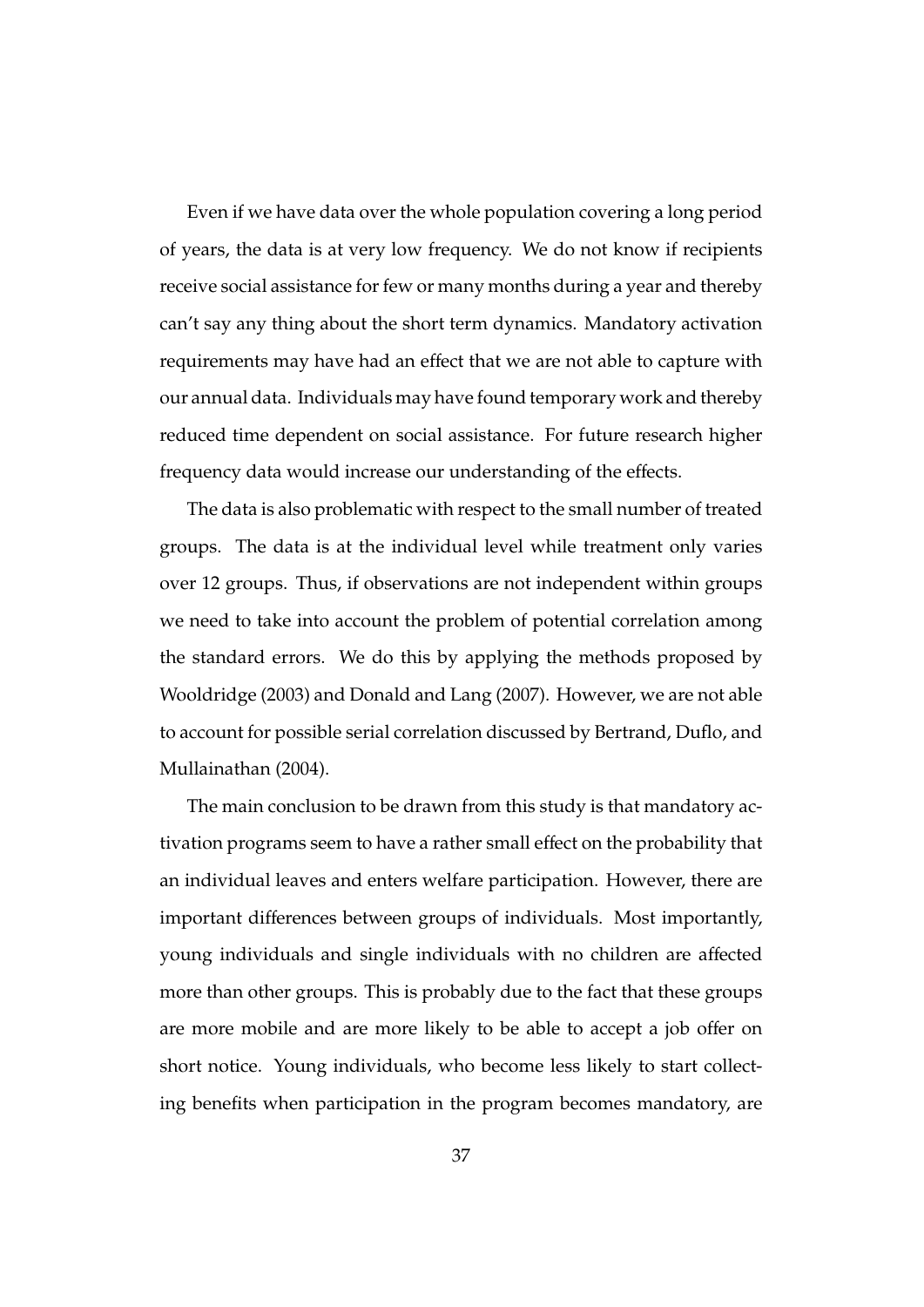Even if we have data over the whole population covering a long period of years, the data is at very low frequency. We do not know if recipients receive social assistance for few or many months during a year and thereby can't say any thing about the short term dynamics. Mandatory activation requirements may have had an effect that we are not able to capture with our annual data. Individuals may have found temporary work and thereby reduced time dependent on social assistance. For future research higher frequency data would increase our understanding of the effects.

The data is also problematic with respect to the small number of treated groups. The data is at the individual level while treatment only varies over 12 groups. Thus, if observations are not independent within groups we need to take into account the problem of potential correlation among the standard errors. We do this by applying the methods proposed by Wooldridge (2003) and Donald and Lang (2007). However, we are not able to account for possible serial correlation discussed by Bertrand, Duflo, and Mullainathan (2004).

The main conclusion to be drawn from this study is that mandatory activation programs seem to have a rather small effect on the probability that an individual leaves and enters welfare participation. However, there are important differences between groups of individuals. Most importantly, young individuals and single individuals with no children are affected more than other groups. This is probably due to the fact that these groups are more mobile and are more likely to be able to accept a job offer on short notice. Young individuals, who become less likely to start collecting benefits when participation in the program becomes mandatory, are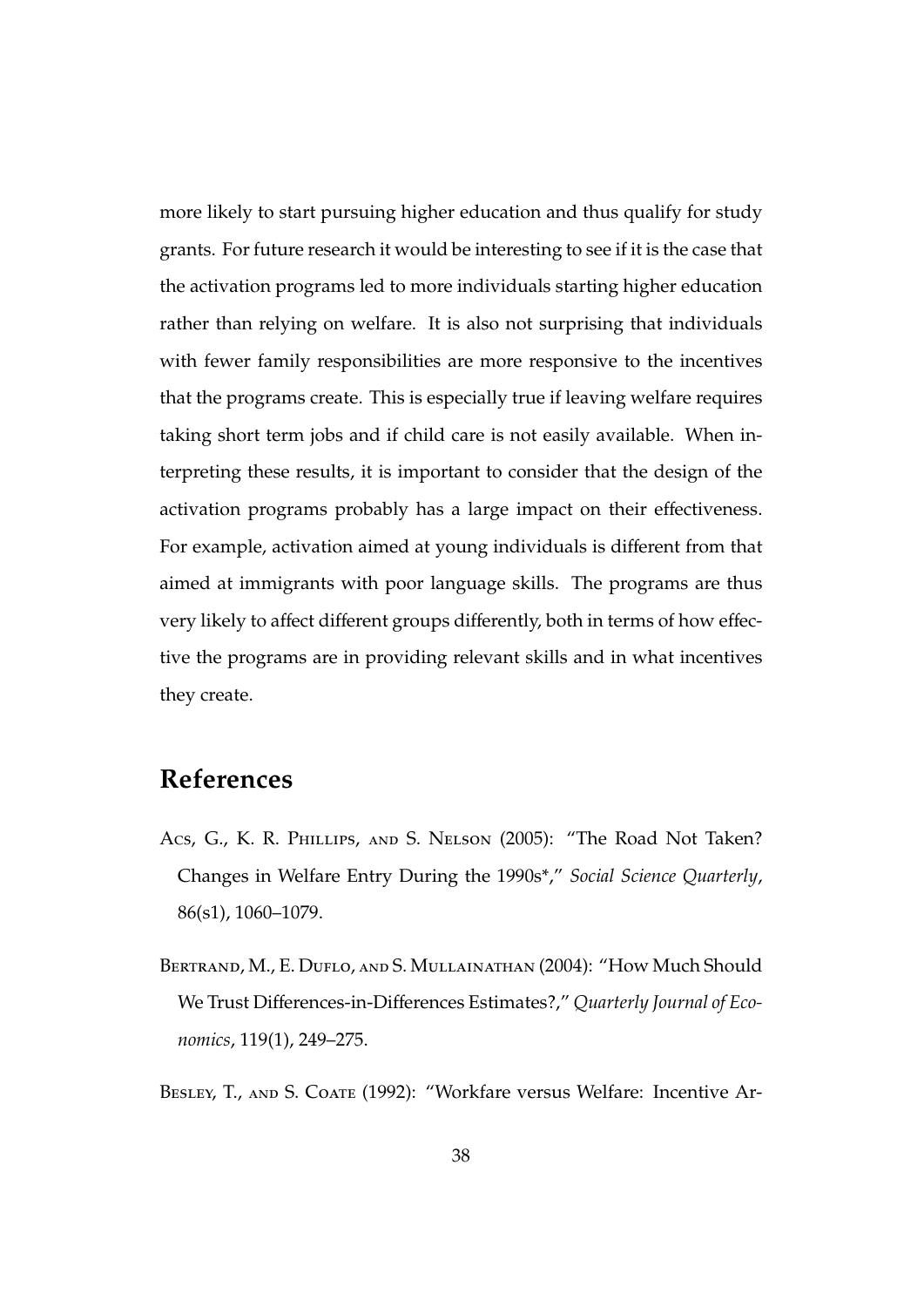more likely to start pursuing higher education and thus qualify for study grants. For future research it would be interesting to see if it is the case that the activation programs led to more individuals starting higher education rather than relying on welfare. It is also not surprising that individuals with fewer family responsibilities are more responsive to the incentives that the programs create. This is especially true if leaving welfare requires taking short term jobs and if child care is not easily available. When interpreting these results, it is important to consider that the design of the activation programs probably has a large impact on their effectiveness. For example, activation aimed at young individuals is different from that aimed at immigrants with poor language skills. The programs are thus very likely to affect different groups differently, both in terms of how effective the programs are in providing relevant skills and in what incentives they create.

## References

Acs, G., K. R. Phillips, and S. Nelson (2005): "The Road Not Taken? Changes in Welfare Entry During the 1990s*," *Social Science Quarterly*, 86(s1), 1060–1079.

Bertrand, M., E. Duflo, and S. Mullainathan (2004): "How Much Should We Trust Differences-in-Differences Estimates?," *Quarterly Journal of Economics*, 119(1), 249–275.

Besley, T., and S. Coate (1992): "Workfare versus Welfare: Incentive Ar-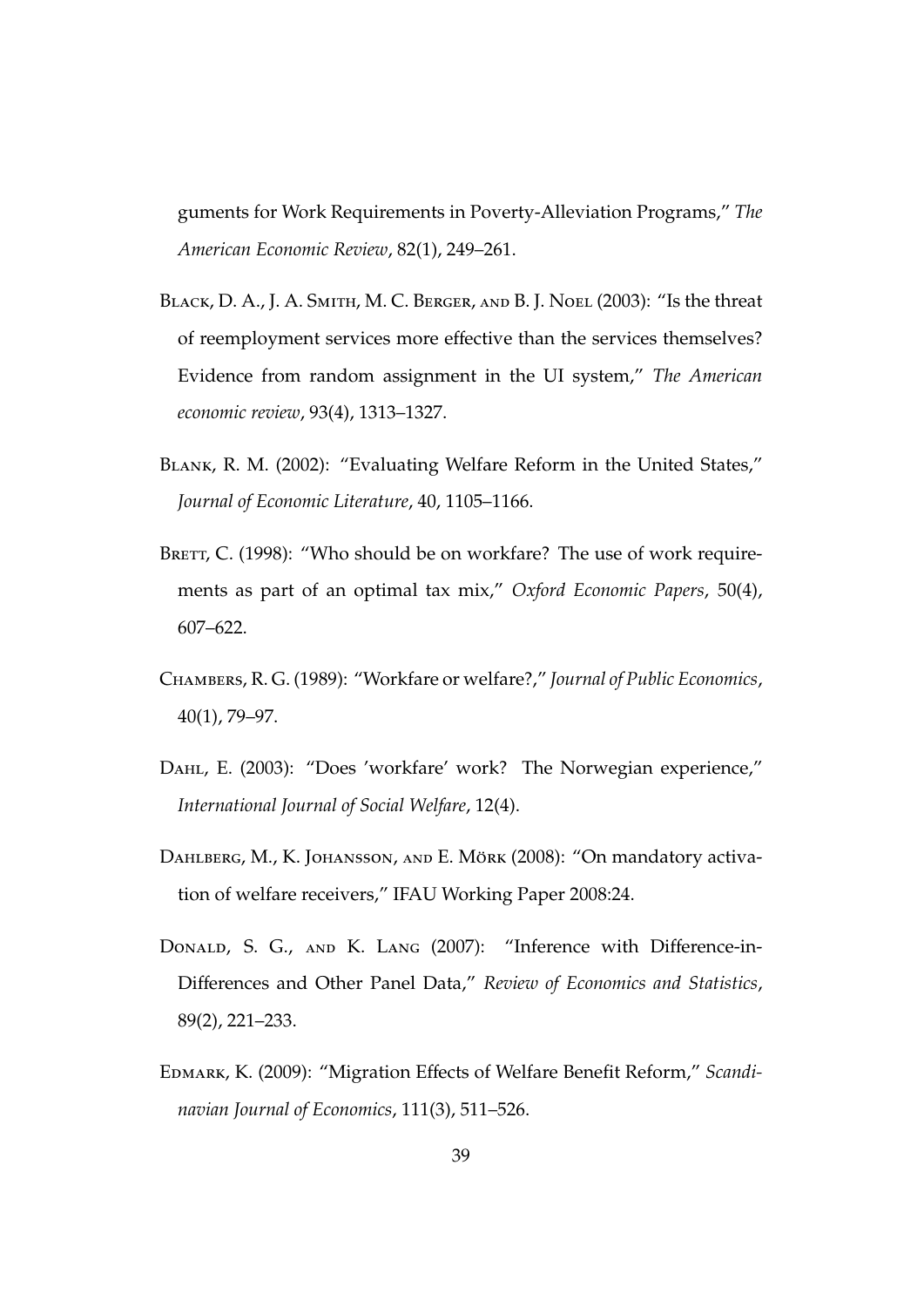guments for Work Requirements in Poverty-Alleviation Programs," *The American Economic Review*, 82(1), 249–261.

Black, D. A., J. A. Smith, M. C. Berger, and B. J. Noel (2003): "Is the threat of reemployment services more effective than the services themselves? Evidence from random assignment in the UI system," *The American economic review*, 93(4), 1313–1327.

Blank, R. M. (2002): "Evaluating Welfare Reform in the United States," *Journal of Economic Literature*, 40, 1105–1166.

Brett, C. (1998): "Who should be on workfare? The use of work requirements as part of an optimal tax mix," *Oxford Economic Papers*, 50(4), 607–622.

Chambers, R. G. (1989): "Workfare or welfare?," *Journal of Public Economics*, 40(1), 79–97.

Dahl, E. (2003): "Does 'workfare' work? The Norwegian experience," *International Journal of Social Welfare*, 12(4).

Dahlberg, M., K. Johansson, and E. Mörk (2008): "On mandatory activation of welfare receivers," IFAU Working Paper 2008:24.

Donald, S. G., and K. Lang (2007): "Inference with Difference-in-Differences and Other Panel Data," *Review of Economics and Statistics*, 89(2), 221–233.

Edmark, K. (2009): "Migration Effects of Welfare Benefit Reform," *Scandinavian Journal of Economics*, 111(3), 511–526.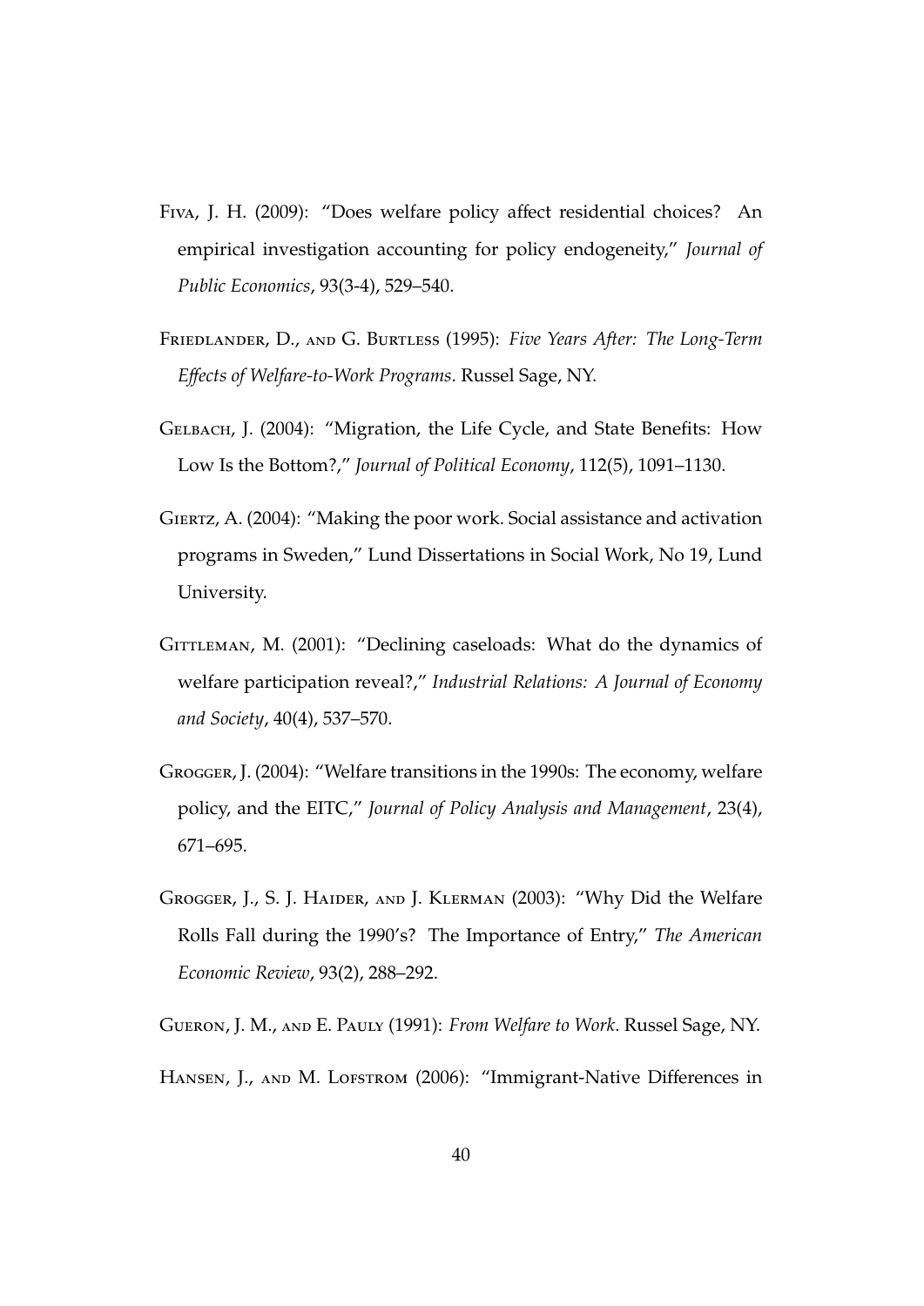Fiva, J. H. (2009): "Does welfare policy affect residential choices? An empirical investigation accounting for policy endogeneity," *Journal of Public Economics*, 93(3-4), 529–540.

Friedlander, D., and G. Burtless (1995): *Five Years After: The Long-Term Effects of Welfare-to-Work Programs*. Russel Sage, NY.

Gelbach, J. (2004): "Migration, the Life Cycle, and State Benefits: How Low Is the Bottom?," *Journal of Political Economy*, 112(5), 1091–1130.

Giertz, A. (2004): "Making the poor work. Social assistance and activation programs in Sweden," Lund Dissertations in Social Work, No 19, Lund University.

Gittleman, M. (2001): "Declining caseloads: What do the dynamics of welfare participation reveal?," *Industrial Relations: A Journal of Economy and Society*, 40(4), 537–570.

Grogger, J. (2004): "Welfare transitions in the 1990s: The economy, welfare policy, and the EITC," *Journal of Policy Analysis and Management*, 23(4), 671–695.

Grogger, J., S. J. Haider, and J. Klerman (2003): "Why Did the Welfare Rolls Fall during the 1990's? The Importance of Entry," *The American Economic Review*, 93(2), 288–292.

Gueron, J. M., and E. Pauly (1991): *From Welfare to Work*. Russel Sage, NY.

Hansen, J., and M. Lofstrom (2006): "Immigrant-Native Differences in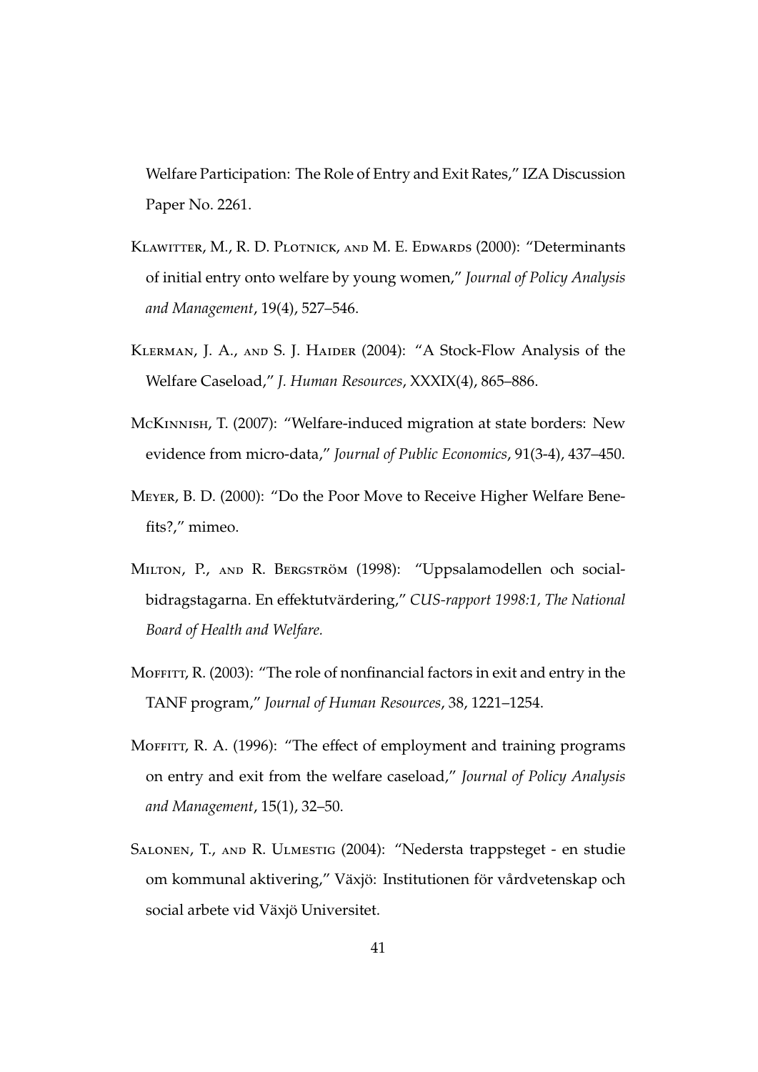Welfare Participation: The Role of Entry and Exit Rates," IZA Discussion Paper No. 2261.

Klawitter, M., R. D. Plotnick, and M. E. Edwards (2000): "Determinants of initial entry onto welfare by young women," *Journal of Policy Analysis and Management*, 19(4), 527–546.

Klerman, J. A., and S. J. Haider (2004): "A Stock-Flow Analysis of the Welfare Caseload," *J. Human Resources*, XXXIX(4), 865–886.

McKinnish, T. (2007): "Welfare-induced migration at state borders: New evidence from micro-data," *Journal of Public Economics*, 91(3-4), 437–450.

Meyer, B. D. (2000): "Do the Poor Move to Receive Higher Welfare Benefits?," mimeo.

Milton, P., and R. Bergström (1998): "Uppsalamodellen och socialbidragstagarna. En effektutvärdering," *CUS-rapport 1998:1, The National Board of Health and Welfare.*

Moffitt, R. (2003): "The role of nonfinancial factors in exit and entry in the TANF program," *Journal of Human Resources*, 38, 1221–1254.

Moffitt, R. A. (1996): "The effect of employment and training programs on entry and exit from the welfare caseload," *Journal of Policy Analysis and Management*, 15(1), 32–50.

Salonen, T., and R. Ulmestig (2004): "Nedersta trappsteget - en studie om kommunal aktivering," Växjö: Institutionen för vårdvetenskap och social arbete vid Växjö Universitet.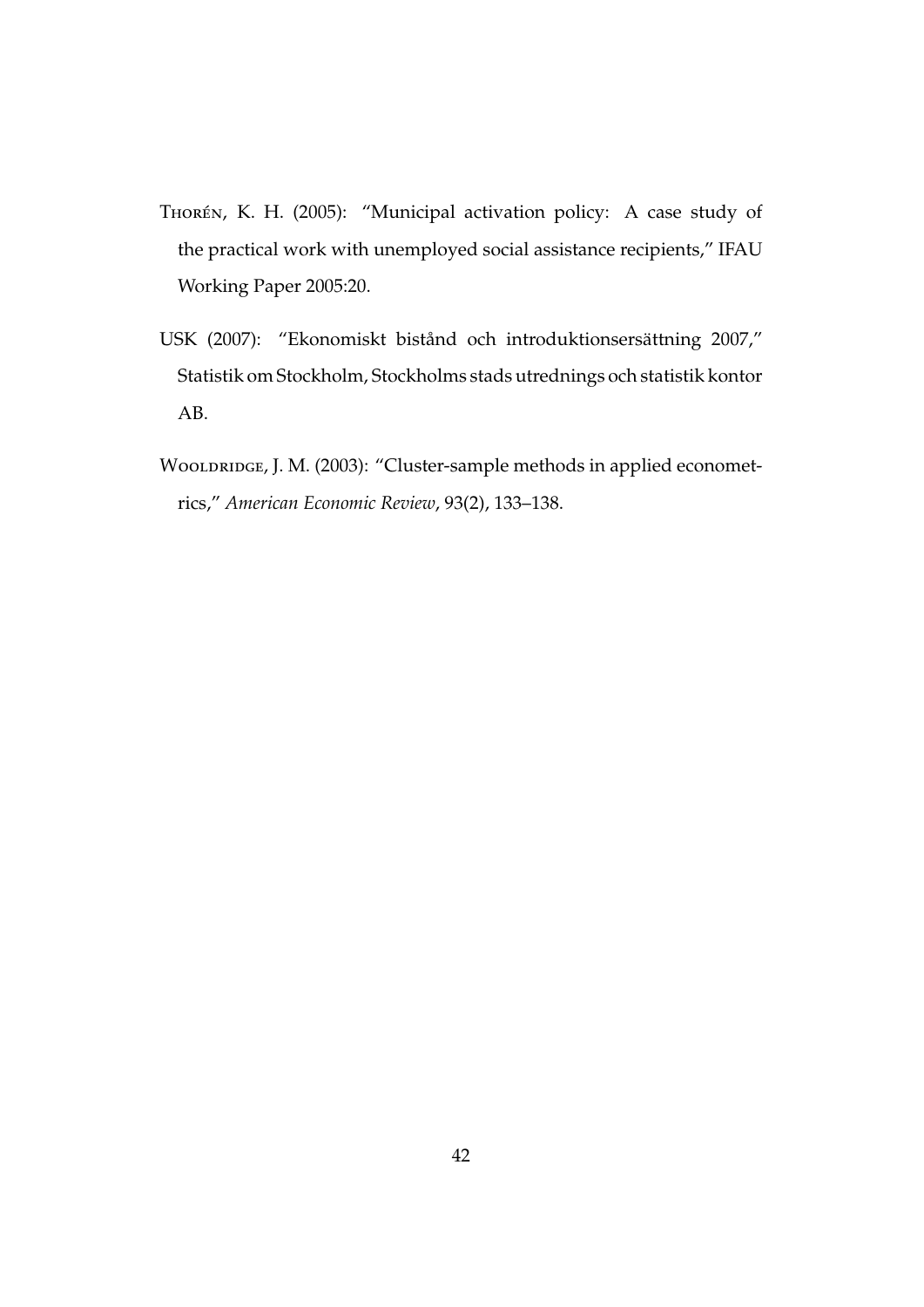Thorén, K. H. (2005): "Municipal activation policy: A case study of the practical work with unemployed social assistance recipients," IFAU Working Paper 2005:20.

USK (2007): "Ekonomiskt bistånd och introduktionsersättning 2007," Statistik om Stockholm, Stockholms stads utrednings och statistik kontor AB.

Wooldridge, J. M. (2003): "Cluster-sample methods in applied econometrics," *American Economic Review*, 93(2), 133–138.